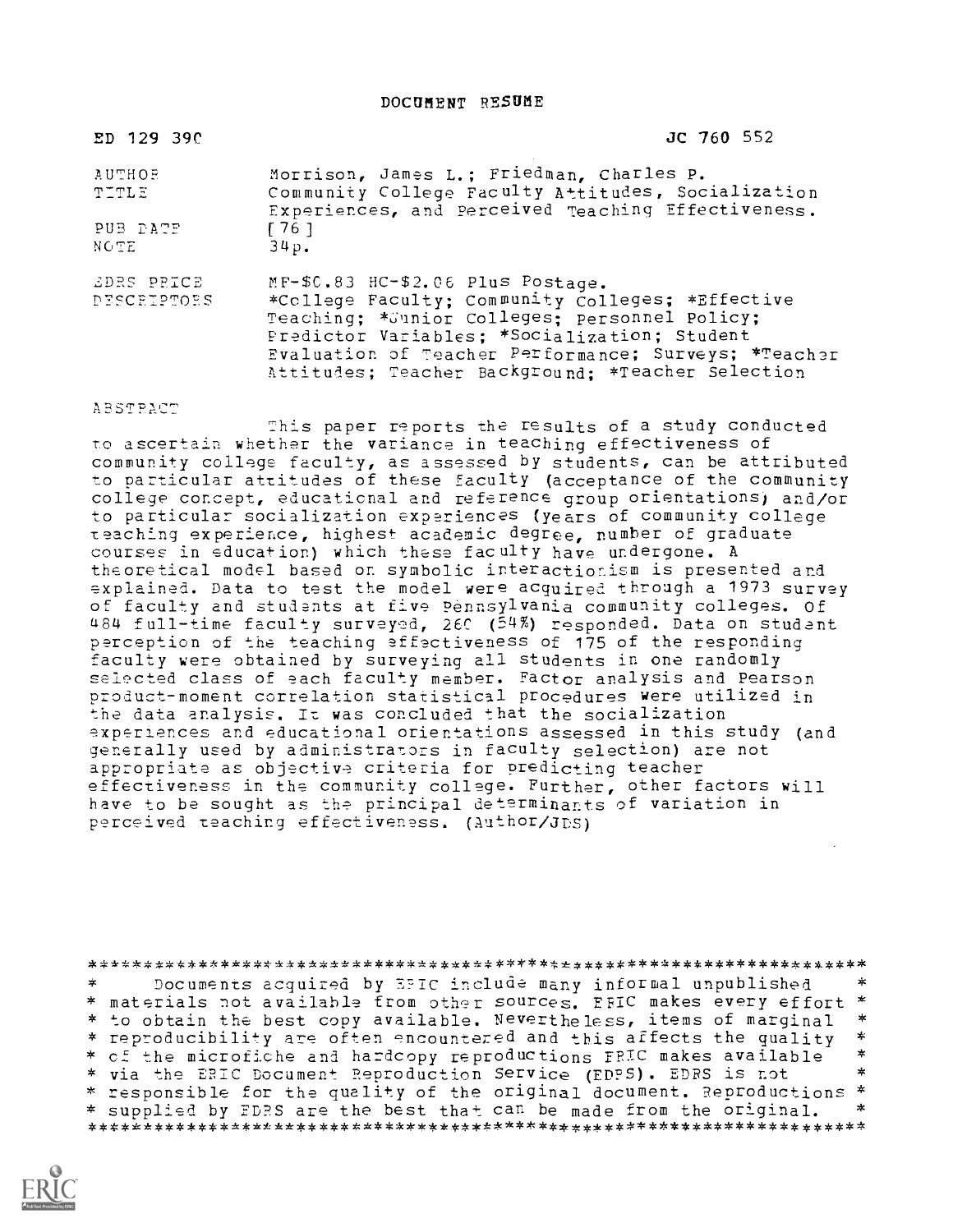# DOCUMENT RESUME

| | |
|---|---|
| ED 129 390 | JC 760 552 |
| AUTHOR | Morrison, James L.; Friedman, Charles P. |
| TITLE | Community College Faculty Attitudes, Socialization Experiences, and Perceived Teaching Effectiveness. |
| PUB DATE | [76] |
| NOTE | 34p. |
| EDRS PRICE | MF-$0.83 HC-$2.06 Plus Postage. |
| DESCRIPTORS | *College Faculty; Community Colleges; *Effective Teaching; *Junior Colleges; Personnel Policy; Predictor Variables; *Socialization; Student Evaluation of Teacher Performance; Surveys; *Teacher Attitudes; Teacher Background; *Teacher Selection |

ABSTRACT

This paper reports the results of a study conducted to ascertain whether the variance in teaching effectiveness of community college faculty, as assessed by students, can be attributed to particular attitudes of these faculty (acceptance of the community college concept, educational and reference group orientations) and/or to particular socialization experiences (years of community college teaching experience, highest academic degree, number of graduate courses in education) which these faculty have undergone. A theoretical model based on symbolic interactionism is presented and explained. Data to test the model were acquired through a 1973 survey of faculty and students at five Pennsylvania community colleges. Of 484 full-time faculty surveyed, 260 (54%) responded. Data on student perception of the teaching effectiveness of 175 of the responding faculty were obtained by surveying all students in one randomly selected class of each faculty member. Factor analysis and Pearson product-moment correlation statistical procedures were utilized in the data analysis. It was concluded that the socialization experiences and educational orientations assessed in this study (and generally used by administrators in faculty selection) are not appropriate as objective criteria for predicting teacher effectiveness in the community college. Further, other factors will have to be sought as the principal determinants of variation in perceived teaching effectiveness. (Author/JDS)

```
***********************************************************************
*    Documents acquired by ERIC include many informal unpublished     *
* materials not available from other sources. ERIC makes every effort *
* to obtain the best copy available. Nevertheless, items of marginal  *
* reproducibility are often encountered and this affects the quality  *
* of the microfiche and hardcopy reproductions ERIC makes available   *
* via the ERIC Document Reproduction Service (EDRS). EDRS is not      *
* responsible for the quality of the original document. Reproductions *
* supplied by EDRS are the best that can be made from the original.   *
***********************************************************************
```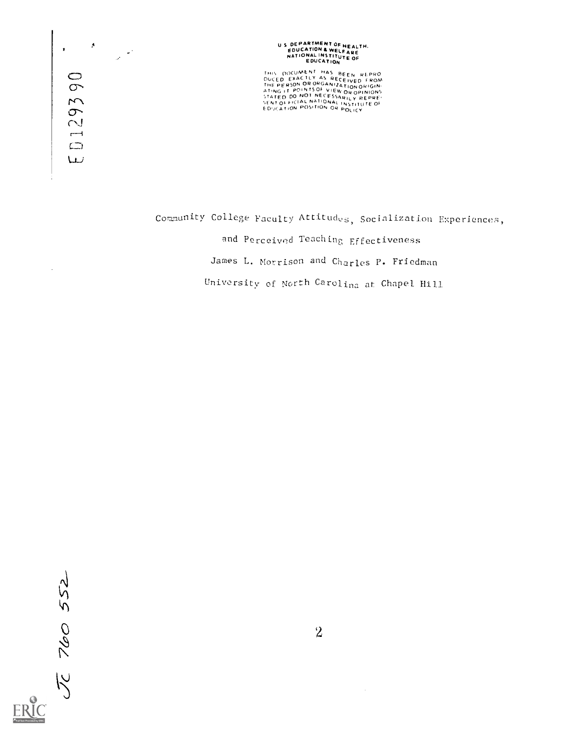ED129390

U S DEPARTMENT OF HEALTH, EDUCATION & WELFARE NATIONAL INSTITUTE OF EDUCATION

THIS DOCUMENT HAS BEEN REPRODUCED EXACTLY AS RECEIVED FROM THE PERSON OR ORGANIZATION ORIGINATING IT POINTS OF VIEW OR OPINIONS STATED DO NOT NECESSARILY REPRESENT OFFICIAL NATIONAL INSTITUTE OF EDUCATION POSITION OR POLICY

Community College Faculty Attitudes, Socialization Experiences, and Perceived Teaching Effectiveness

James L. Morrison and Charles P. Friedman

University of North Carolina at Chapel Hill

JC 760 552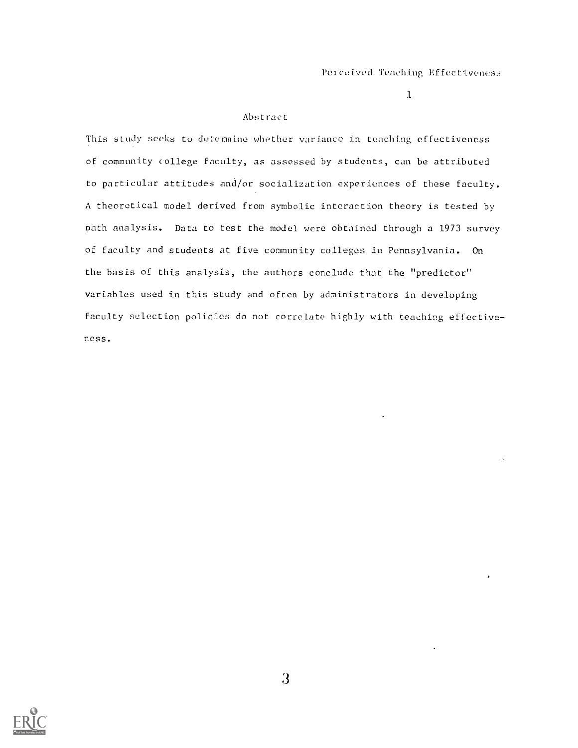## Abstract

This study seeks to determine whether variance in teaching effectiveness of community college faculty, as assessed by students, can be attributed to particular attitudes and/or socialization experiences of these faculty. A theoretical model derived from symbolic interaction theory is tested by path analysis. Data to test the model were obtained through a 1973 survey of faculty and students at five community colleges in Pennsylvania. On the basis of this analysis, the authors conclude that the "predictor" variables used in this study and often by administrators in developing faculty selection policies do not correlate highly with teaching effectiveness.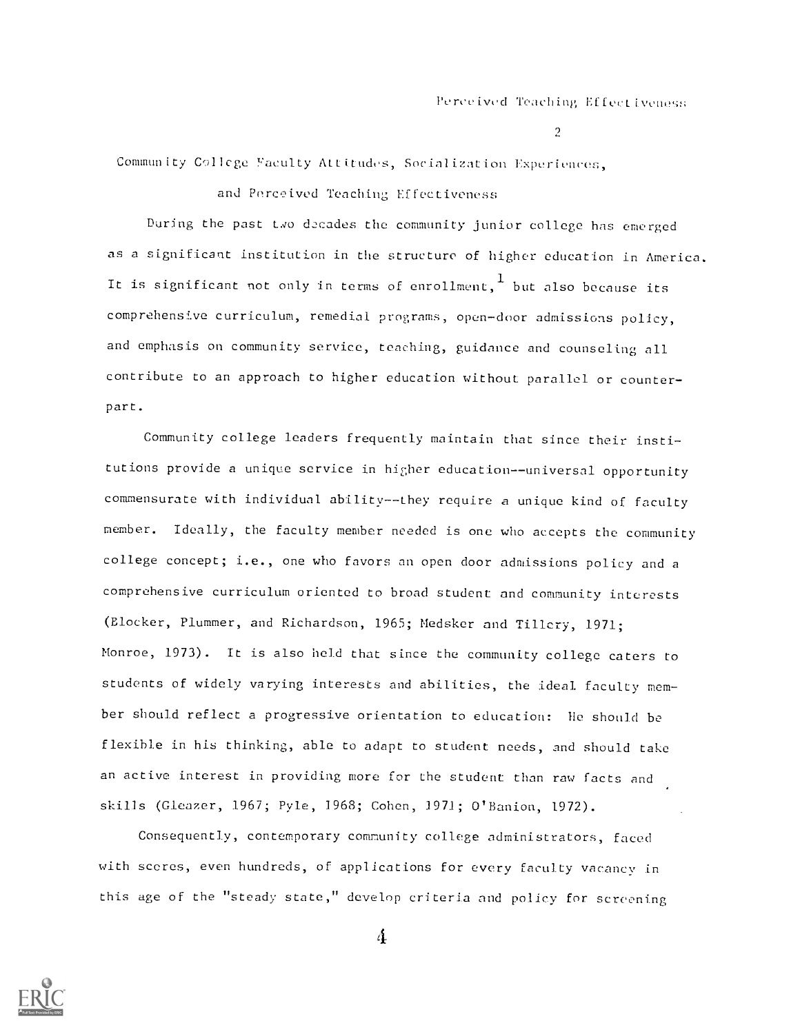# Community College Faculty Attitudes, Socialization Experiences, and Perceived Teaching Effectiveness

During the past two decades the community junior college has emerged as a significant institution in the structure of higher education in America. It is significant not only in terms of enrollment,[1] but also because its comprehensive curriculum, remedial programs, open-door admissions policy, and emphasis on community service, teaching, guidance and counseling all contribute to an approach to higher education without parallel or counterpart.

Community college leaders frequently maintain that since their institutions provide a unique service in higher education--universal opportunity commensurate with individual ability--they require a unique kind of faculty member. Ideally, the faculty member needed is one who accepts the community college concept; i.e., one who favors an open door admissions policy and a comprehensive curriculum oriented to broad student and community interests (Blocker, Plummer, and Richardson, 1965; Medsker and Tillery, 1971; Monroe, 1973). It is also held that since the community college caters to students of widely varying interests and abilities, the ideal faculty member should reflect a progressive orientation to education: He should be flexible in his thinking, able to adapt to student needs, and should take an active interest in providing more for the student than raw facts and skills (Gleazer, 1967; Pyle, 1968; Cohen, 1971; O'Banion, 1972).

Consequently, contemporary community college administrators, faced with scores, even hundreds, of applications for every faculty vacancy in this age of the "steady state," develop criteria and policy for screening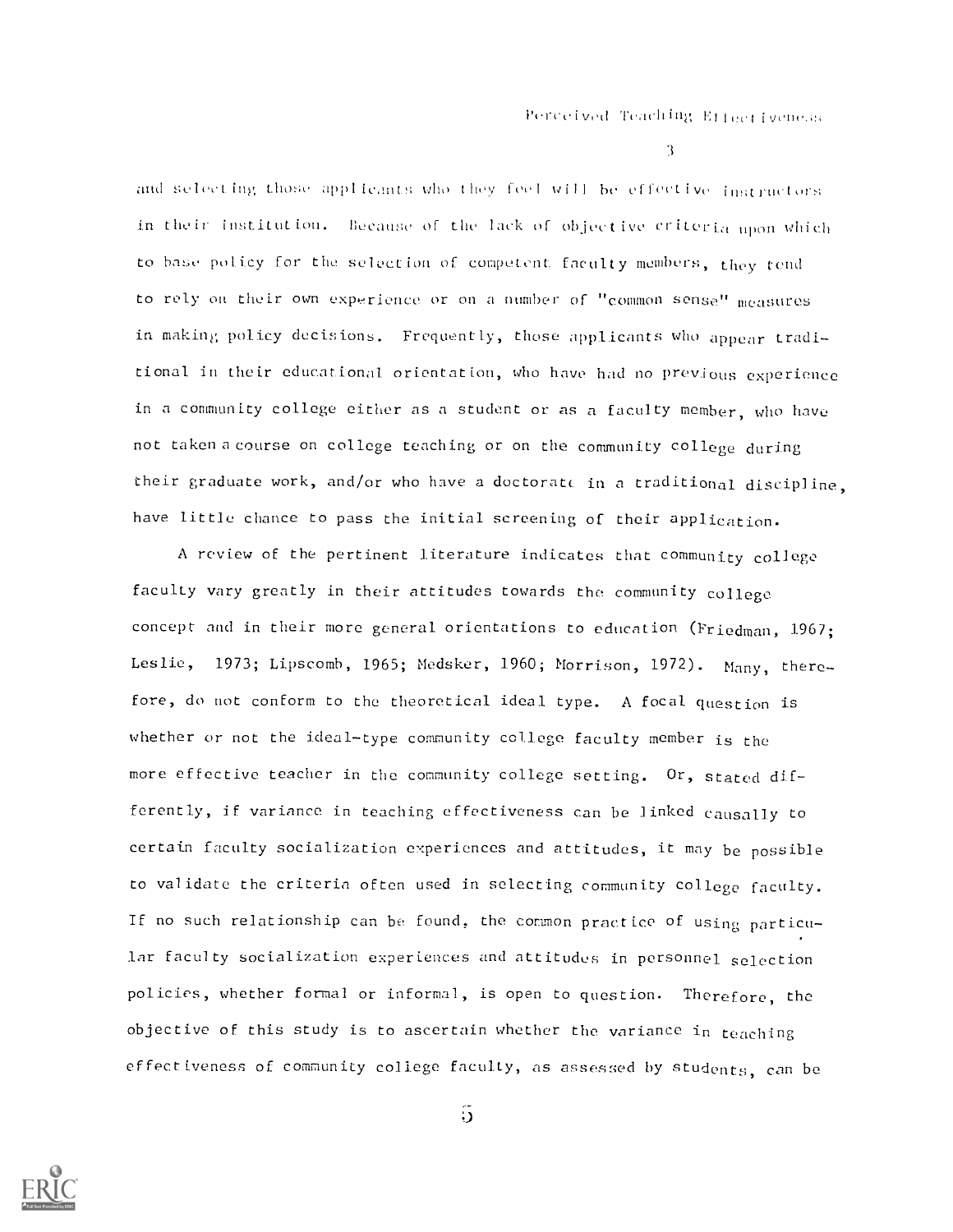and selecting those applicants who they feel will be effective instructors in their institution. Because of the lack of objective criteria upon which to base policy for the selection of competent faculty members, they tend to rely on their own experience or on a number of "common sense" measures in making policy decisions. Frequently, those applicants who appear traditional in their educational orientation, who have had no previous experience in a community college either as a student or as a faculty member, who have not taken a course on college teaching or on the community college during their graduate work, and/or who have a doctorate in a traditional discipline, have little chance to pass the initial screening of their application.

A review of the pertinent literature indicates that community college faculty vary greatly in their attitudes towards the community college concept and in their more general orientations to education (Friedman, 1967; Leslie, 1973; Lipscomb, 1965; Medsker, 1960; Morrison, 1972). Many, therefore, do not conform to the theoretical ideal type. A focal question is whether or not the ideal-type community college faculty member is the more effective teacher in the community college setting. Or, stated differently, if variance in teaching effectiveness can be linked causally to certain faculty socialization experiences and attitudes, it may be possible to validate the criteria often used in selecting community college faculty. If no such relationship can be found, the common practice of using particular faculty socialization experiences and attitudes in personnel selection policies, whether formal or informal, is open to question. Therefore, the objective of this study is to ascertain whether the variance in teaching effectiveness of community college faculty, as assessed by students, can be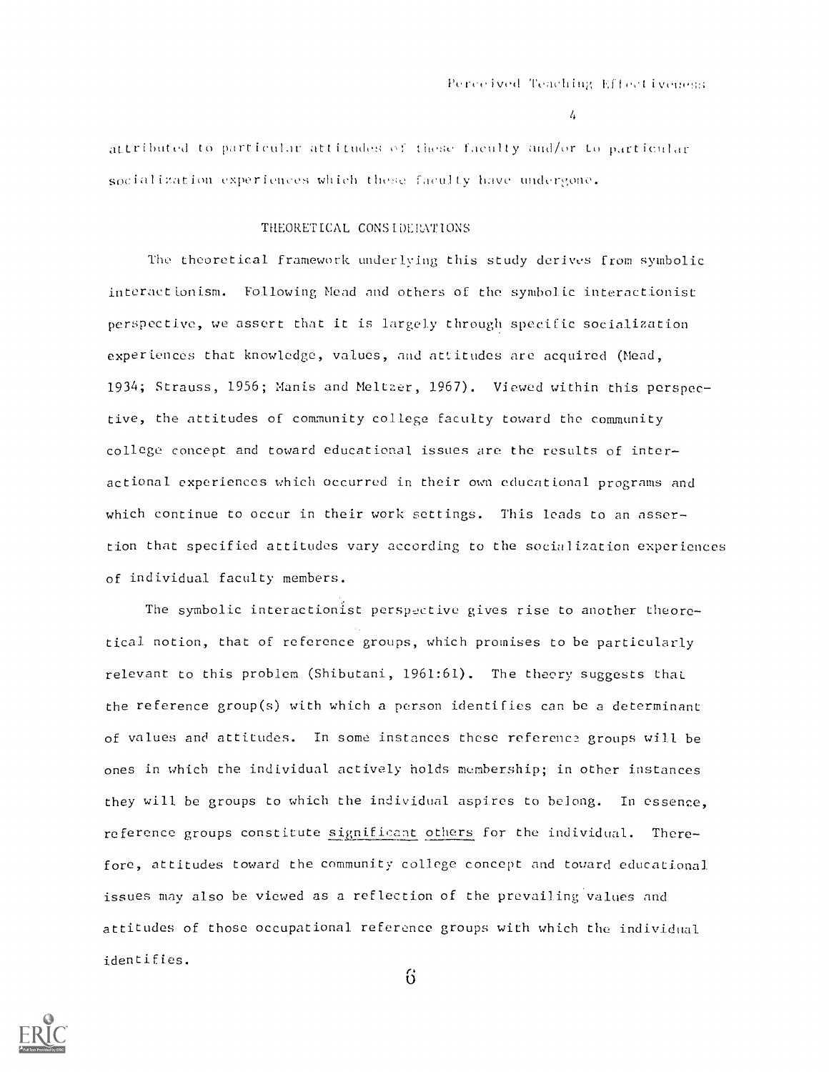attributed to particular attitudes of these faculty and/or to particular socialization experiences which these faculty have undergone.

## THEORETICAL CONSIDERATIONS

The theoretical framework underlying this study derives from symbolic interactionism. Following Mead and others of the symbolic interactionist perspective, we assert that it is largely through specific socialization experiences that knowledge, values, and attitudes are acquired (Mead, 1934; Strauss, 1956; Manis and Meltzer, 1967). Viewed within this perspective, the attitudes of community college faculty toward the community college concept and toward educational issues are the results of interactional experiences which occurred in their own educational programs and which continue to occur in their work settings. This leads to an assertion that specified attitudes vary according to the socialization experiences of individual faculty members.

The symbolic interactionist perspective gives rise to another theoretical notion, that of reference groups, which promises to be particularly relevant to this problem (Shibutani, 1961:61). The theory suggests that the reference group(s) with which a person identifies can be a determinant of values and attitudes. In some instances these reference groups will be ones in which the individual actively holds membership; in other instances they will be groups to which the individual aspires to belong. In essence, reference groups constitute <u>significant others</u> for the individual. Therefore, attitudes toward the community college concept and toward educational issues may also be viewed as a reflection of the prevailing values and attitudes of those occupational reference groups with which the individual identifies.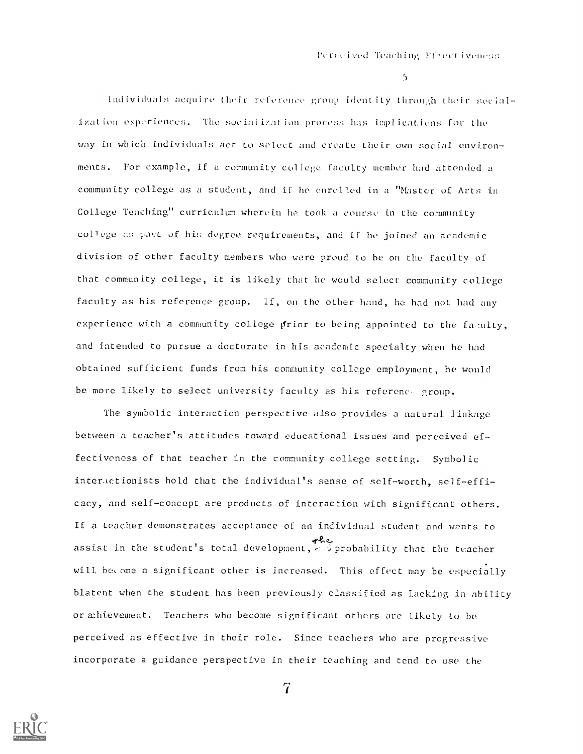Individuals acquire their reference group identity through their socialization experiences. The socialization process has implications for the way in which individuals act to select and create their own social environments. For example, if a community college faculty member had attended a community college as a student, and if he enrolled in a "Master of Arts in College Teaching" curriculum wherein he took a course in the community college as part of his degree requirements, and if he joined an academic division of other faculty members who were proud to be on the faculty of that community college, it is likely that he would select community college faculty as his reference group. If, on the other hand, he had not had any experience with a community college prior to being appointed to the faculty, and intended to pursue a doctorate in his academic specialty when he had obtained sufficient funds from his community college employment, he would be more likely to select university faculty as his reference group.

The symbolic interaction perspective also provides a natural linkage between a teacher's attitudes toward educational issues and perceived effectiveness of that teacher in the community college setting. Symbolic interactionists hold that the individual's sense of self-worth, self-efficacy, and self-concept are products of interaction with significant others. If a teacher demonstrates acceptance of an individual student and wants to assist in the student's total development, the probability that the teacher will become a significant other is increased. This effect may be especially blatent when the student has been previously classified as lacking in ability or achievement. Teachers who become significant others are likely to be perceived as effective in their role. Since teachers who are progressive incorporate a guidance perspective in their teaching and tend to use the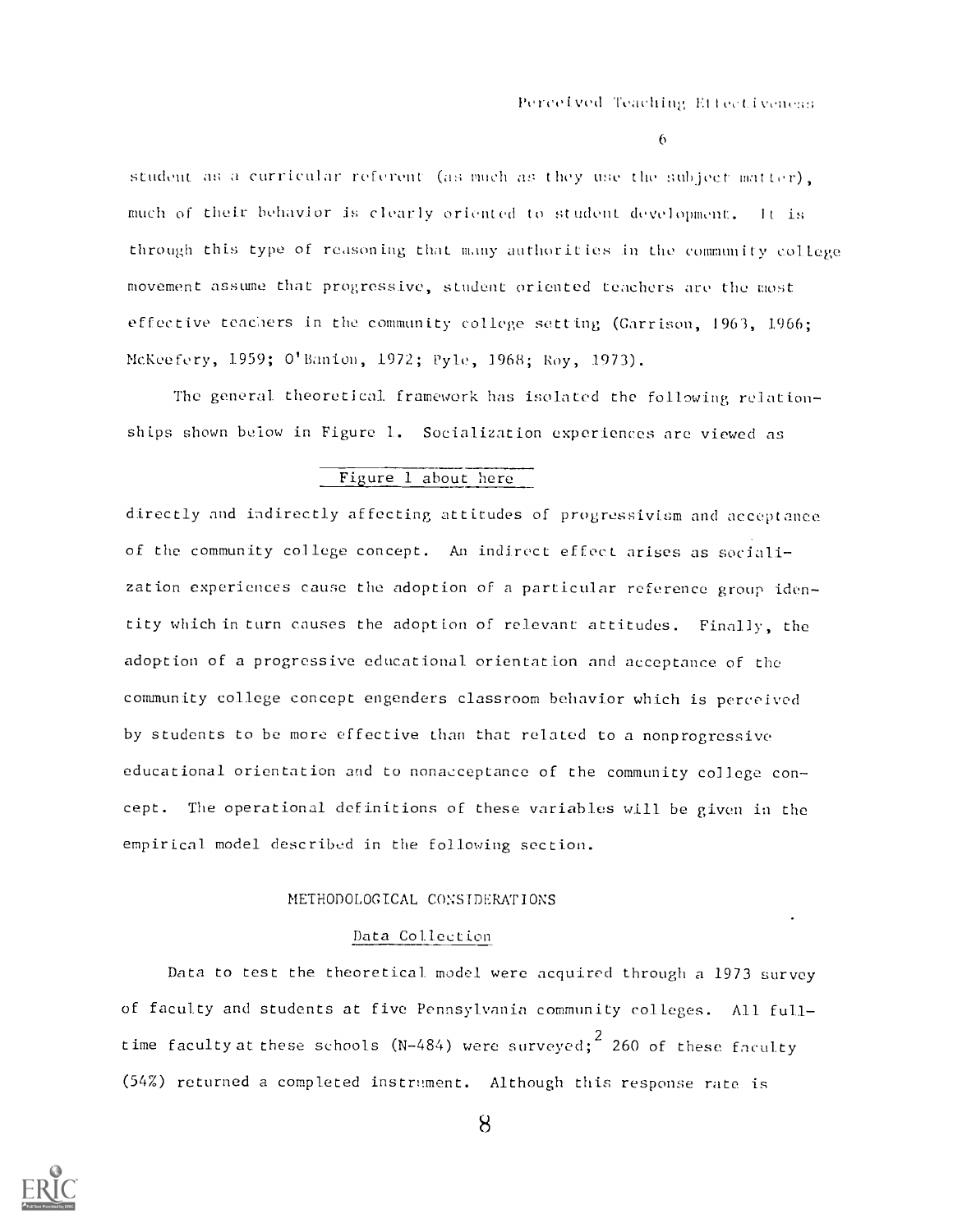student as a curricular referent (as much as they use the subject matter), much of their behavior is clearly oriented to student development. It is through this type of reasoning that many authorities in the community college movement assume that progressive, student oriented teachers are the most effective teachers in the community college setting (Garrison, 1963, 1966; McKeefery, 1959; O'Banion, 1972; Pyle, 1968; Roy, 1973).

The general theoretical framework has isolated the following relationships shown below in Figure 1. Socialization experiences are viewed as

Figure 1 about here

directly and indirectly affecting attitudes of progressivism and acceptance of the community college concept. An indirect effect arises as socialization experiences cause the adoption of a particular reference group identity which in turn causes the adoption of relevant attitudes. Finally, the adoption of a progressive educational orientation and acceptance of the community college concept engenders classroom behavior which is perceived by students to be more effective than that related to a nonprogressive educational orientation and to nonacceptance of the community college concept. The operational definitions of these variables will be given in the empirical model described in the following section.

## METHODOLOGICAL CONSIDERATIONS

### Data Collection

Data to test the theoretical model were acquired through a 1973 survey of faculty and students at five Pennsylvania community colleges. All full-time faculty at these schools (N-484) were surveyed;[2] 260 of these faculty (54%) returned a completed instrument. Although this response rate is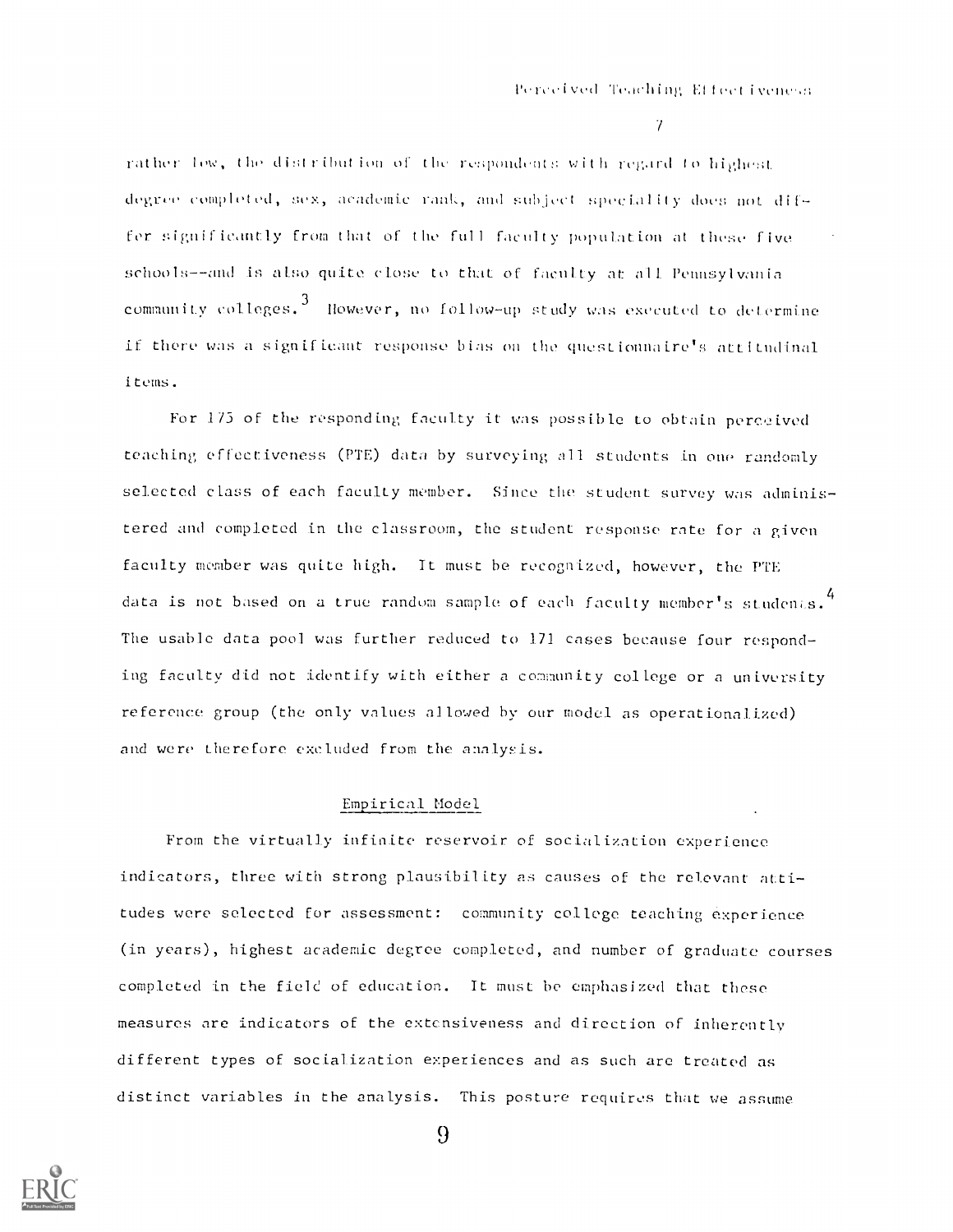rather low, the distribution of the respondents with regard to highest degree completed, sex, academic rank, and subject speciality does not differ significantly from that of the full faculty population at these five schools--and is also quite close to that of faculty at all Pennsylvania community colleges.[3] However, no follow-up study was executed to determine if there was a significant response bias on the questionnaire's attitudinal items.

For 175 of the responding faculty it was possible to obtain perceived teaching effectiveness (PTE) data by surveying all students in one randomly selected class of each faculty member. Since the student survey was administered and completed in the classroom, the student response rate for a given faculty member was quite high. It must be recognized, however, the PTE data is not based on a true random sample of each faculty member's students.[4] The usable data pool was further reduced to 171 cases because four responding faculty did not identify with either a community college or a university reference group (the only values allowed by our model as operationalized) and were therefore excluded from the analysis.

## Empirical Model

From the virtually infinite reservoir of socialization experience indicators, three with strong plausibility as causes of the relevant attitudes were selected for assessment: community college teaching experience (in years), highest academic degree completed, and number of graduate courses completed in the field of education. It must be emphasized that these measures are indicators of the extensiveness and direction of inherently different types of socialization experiences and as such are treated as distinct variables in the analysis. This posture requires that we assume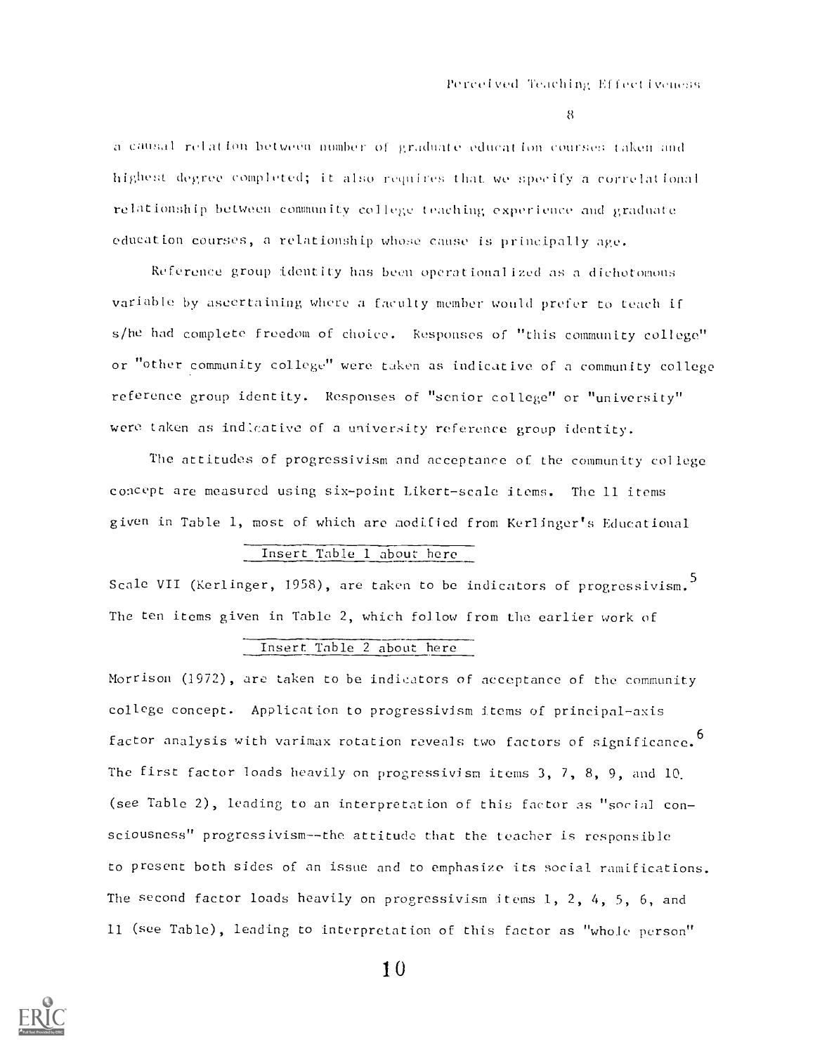a causal relation between number of graduate education courses taken and highest degree completed; it also requires that we specify a correlational relationship between community college teaching experience and graduate education courses, a relationship whose cause is principally age.

Reference group identity has been operationalized as a dichotomous variable by ascertaining where a faculty member would prefer to teach if s/he had complete freedom of choice. Responses of "this community college" or "other community college" were taken as indicative of a community college reference group identity. Responses of "senior college" or "university" were taken as indicative of a university reference group identity.

The attitudes of progressivism and acceptance of the community college concept are measured using six-point Likert-scale items. The 11 items given in Table 1, most of which are modified from Kerlinger's Educational

Insert Table 1 about here

Scale VII (Kerlinger, 1958), are taken to be indicators of progressivism.[5] The ten items given in Table 2, which follow from the earlier work of

Insert Table 2 about here

Morrison (1972), are taken to be indicators of acceptance of the community college concept. Application to progressivism items of principal-axis factor analysis with varimax rotation reveals two factors of significance.[6] The first factor loads heavily on progressivism items 3, 7, 8, 9, and 10 (see Table 2), leading to an interpretation of this factor as "social consciousness" progressivism--the attitude that the teacher is responsible to present both sides of an issue and to emphasize its social ramifications. The second factor loads heavily on progressivism items 1, 2, 4, 5, 6, and 11 (see Table), leading to interpretation of this factor as "whole person"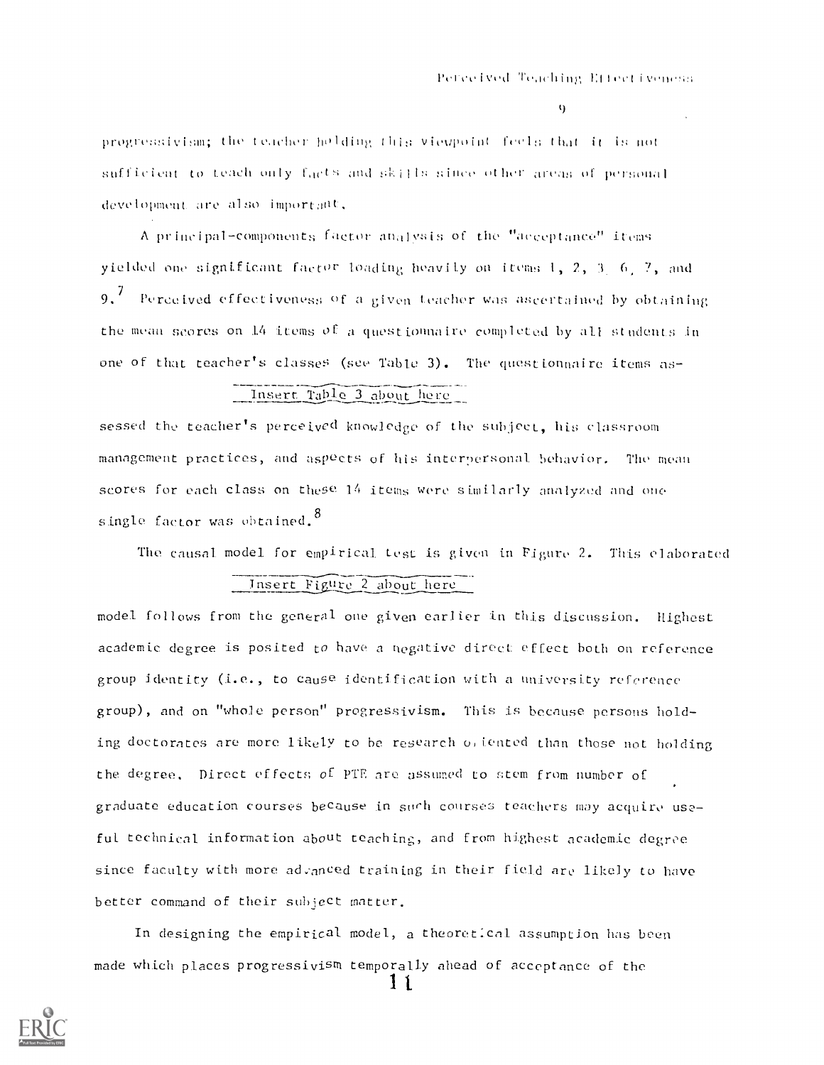progressivism; the teacher holding this viewpoint feels that it is not sufficient to teach only facts and skills since other areas of personal development are also important.

A principal-components factor analysis of the "acceptance" items yielded one significant factor loading heavily on items 1, 2, 3, 6, 7, and 9.[7] Perceived effectiveness of a given teacher was ascertained by obtaining the mean scores on 14 items of a questionnaire completed by all students in one of that teacher's classes (see Table 3). The questionnaire items as-

Insert Table 3 about here

sessed the teacher's perceived knowledge of the subject, his classroom management practices, and aspects of his interpersonal behavior. The mean scores for each class on these 14 items were similarly analyzed and one single factor was obtained.[8]

The causal model for empirical test is given in Figure 2. This elaborated

Insert Figure 2 about here

model follows from the general one given earlier in this discussion. Highest academic degree is posited to have a negative direct effect both on reference group identity (i.e., to cause identification with a university reference group), and on "whole person" progressivism. This is because persons holding doctorates are more likely to be research oriented than those not holding the degree. Direct effects of PTE are assumed to stem from number of graduate education courses because in such courses teachers may acquire useful technical information about teaching, and from highest academic degree since faculty with more advanced training in their field are likely to have better command of their subject matter.

In designing the empirical model, a theoretical assumption has been made which places progressivism temporally ahead of acceptance of the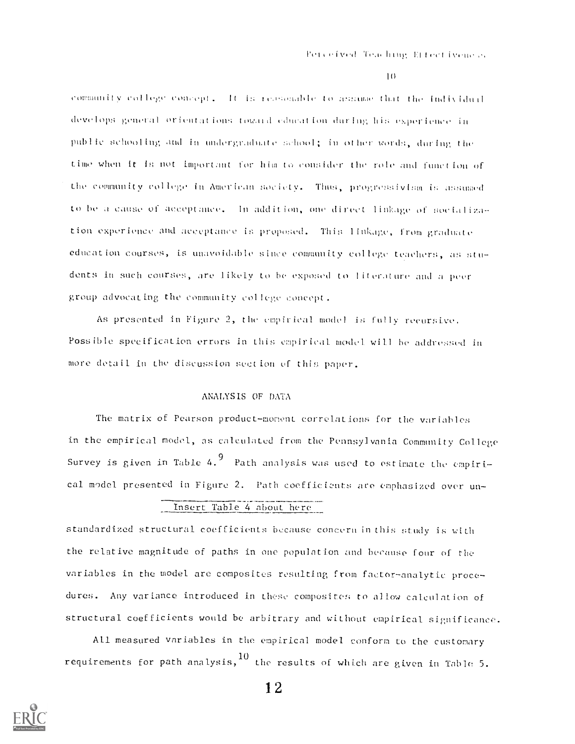community college concept. It is reasonable to assume that the individual develops general orientations toward education during his experience in public schooling and in undergraduate school; in other words, during the time when it is not important for him to consider the role and function of the community college in American society. Thus, progressivism is assumed to be a cause of acceptance. In addition, one direct linkage of socialization experience and acceptance is proposed. This linkage, from graduate education courses, is unavoidable since community college teachers, as students in such courses, are likely to be exposed to literature and a peer group advocating the community college concept.

As presented in Figure 2, the empirical model is fully recursive. Possible specification errors in this empirical model will be addressed in more detail in the discussion section of this paper.

## ANALYSIS OF DATA

The matrix of Pearson product-moment correlations for the variables in the empirical model, as calculated from the Pennsylvania Community College Survey is given in Table 4.[9] Path analysis was used to estimate the empirical model presented in Figure 2. Path coefficients are emphasized over unstandardized structural coefficients because concern in this study is with the relative magnitude of paths in one population and because four of the variables in the model are composites resulting from factor-analytic procedures. Any variance introduced in these composites to allow calculation of structural coefficients would be arbitrary and without empirical significance.

Insert Table 4 about here

All measured variables in the empirical model conform to the customary requirements for path analysis,[10] the results of which are given in Table 5.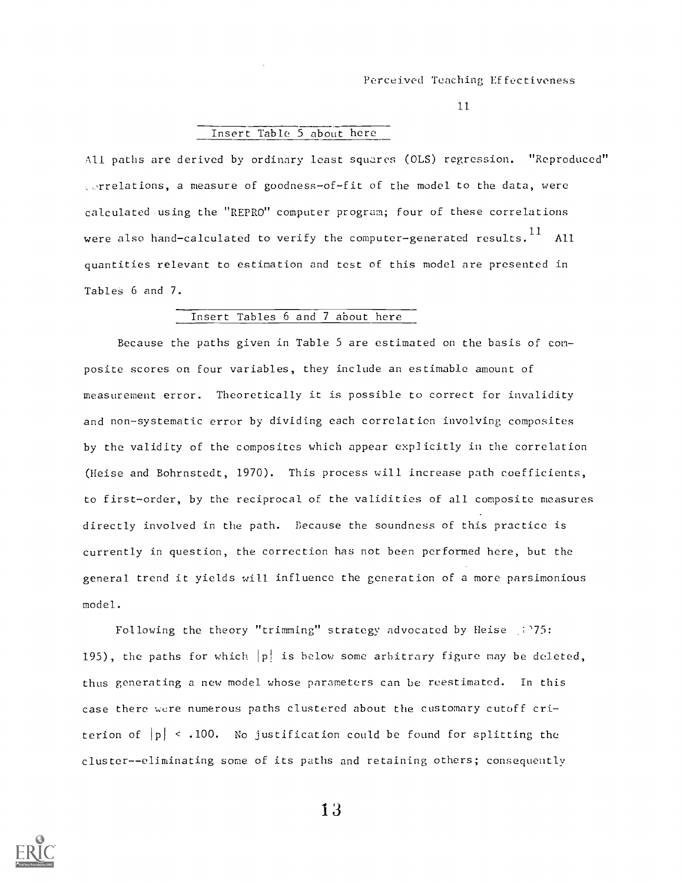Insert Table 5 about here

All paths are derived by ordinary least squares (OLS) regression. "Reproduced" correlations, a measure of goodness-of-fit of the model to the data, were calculated using the "REPRO" computer program; four of these correlations were also hand-calculated to verify the computer-generated results.[11] All quantities relevant to estimation and test of this model are presented in Tables 6 and 7.

Insert Tables 6 and 7 about here

Because the paths given in Table 5 are estimated on the basis of composite scores on four variables, they include an estimable amount of measurement error. Theoretically it is possible to correct for invalidity and non-systematic error by dividing each correlation involving composites by the validity of the composites which appear explicitly in the correlation (Heise and Bohrnstedt, 1970). This process will increase path coefficients, to first-order, by the reciprocal of the validities of all composite measures directly involved in the path. Because the soundness of this practice is currently in question, the correction has not been performed here, but the general trend it yields will influence the generation of a more parsimonious model.

Following the theory "trimming" strategy advocated by Heise (1975: 195), the paths for which $|p|$ is below some arbitrary figure may be deleted, thus generating a new model whose parameters can be reestimated. In this case there were numerous paths clustered about the customary cutoff criterion of $|p| < .100$. No justification could be found for splitting the cluster--eliminating some of its paths and retaining others; consequently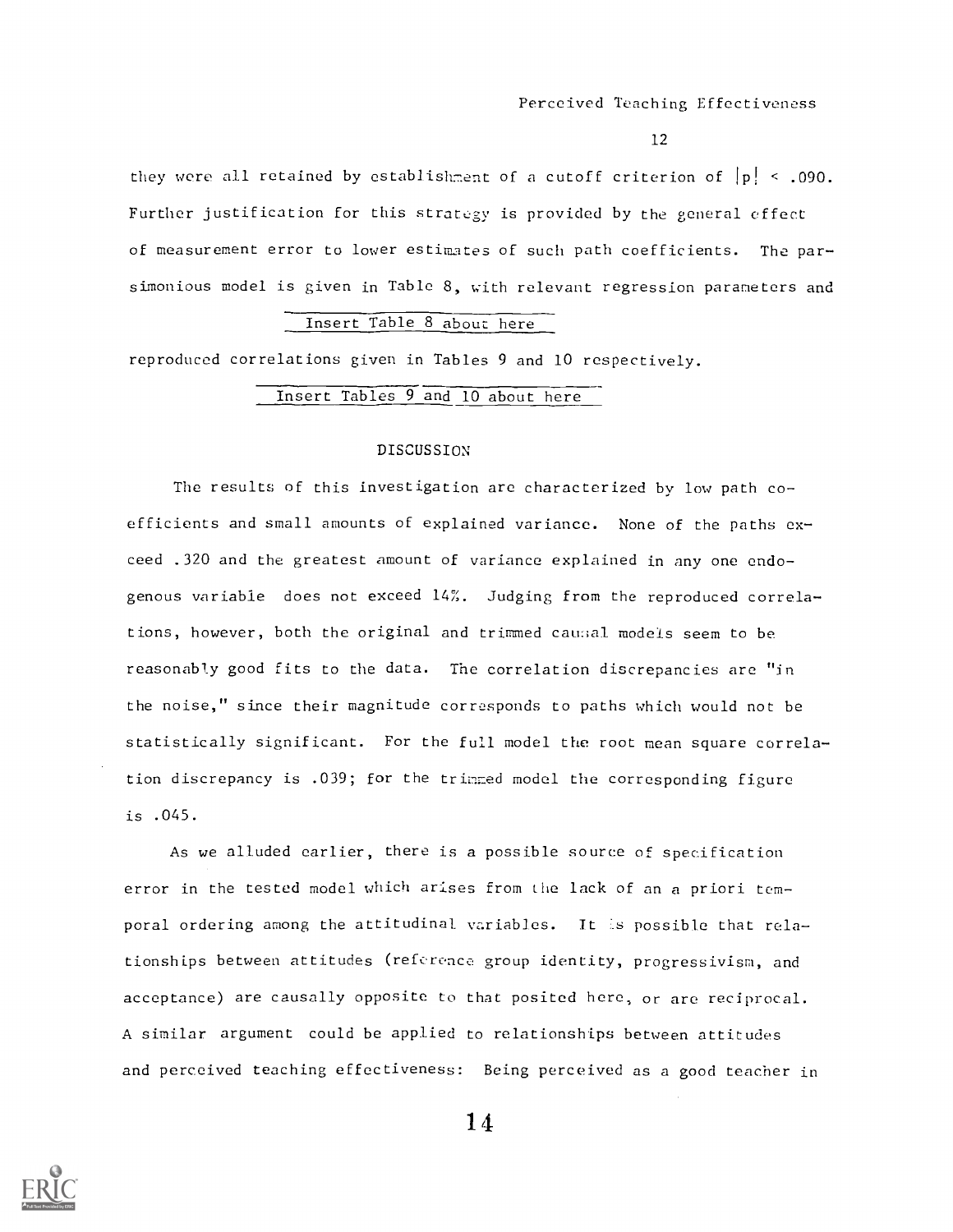they were all retained by establishment of a cutoff criterion of $|p| < .090$. Further justification for this strategy is provided by the general effect of measurement error to lower estimates of such path coefficients. The parsimonious model is given in Table 8, with relevant regression parameters and

Insert Table 8 about here

reproduced correlations given in Tables 9 and 10 respectively.

Insert Tables 9 and 10 about here

## DISCUSSION

The results of this investigation are characterized by low path coefficients and small amounts of explained variance. None of the paths exceed .320 and the greatest amount of variance explained in any one endogenous variable does not exceed 14%. Judging from the reproduced correlations, however, both the original and trimmed causal models seem to be reasonably good fits to the data. The correlation discrepancies are "in the noise," since their magnitude corresponds to paths which would not be statistically significant. For the full model the root mean square correlation discrepancy is .039; for the trimmed model the corresponding figure is .045.

As we alluded earlier, there is a possible source of specification error in the tested model which arises from the lack of an a priori temporal ordering among the attitudinal variables. It is possible that relationships between attitudes (reference group identity, progressivism, and acceptance) are causally opposite to that posited here, or are reciprocal. A similar argument could be applied to relationships between attitudes and perceived teaching effectiveness: Being perceived as a good teacher in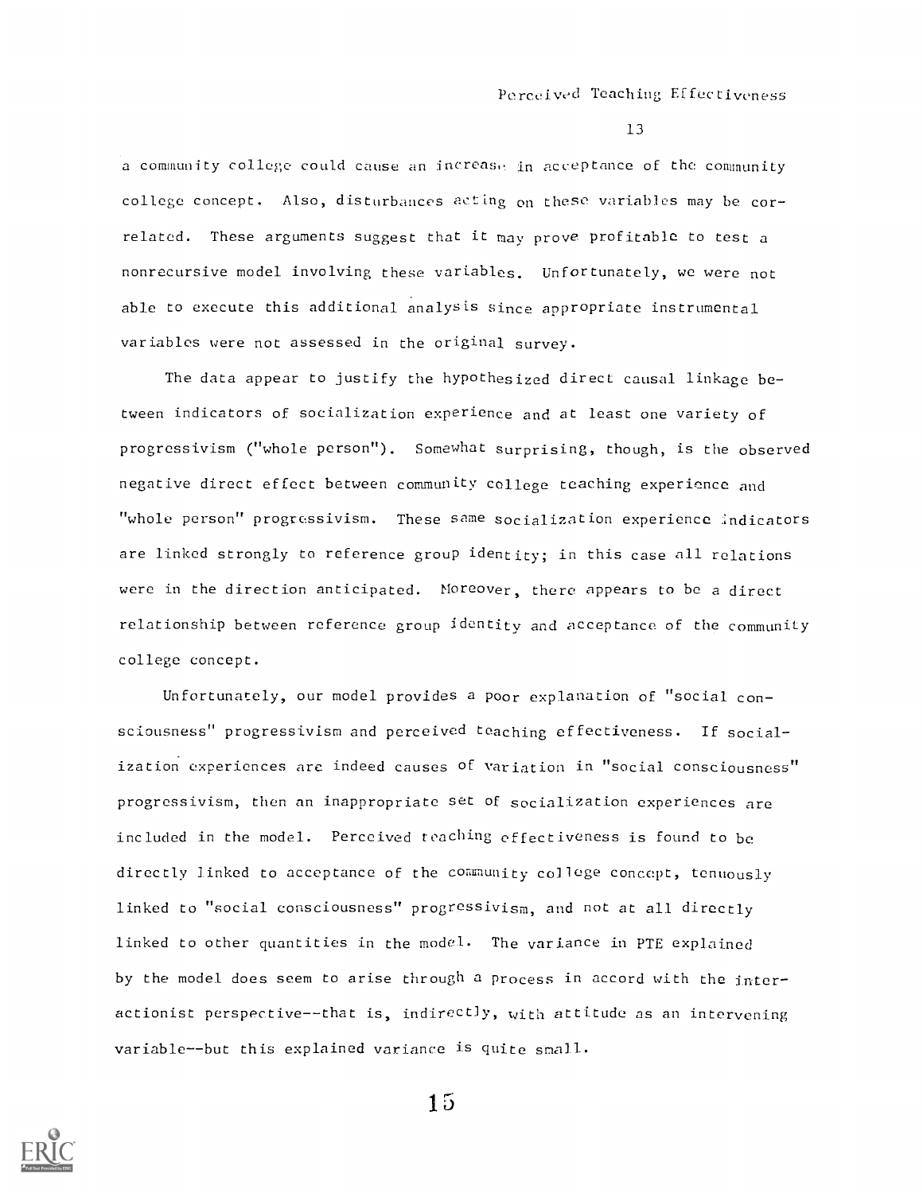a community college could cause an increase in acceptance of the community college concept. Also, disturbances acting on these variables may be correlated. These arguments suggest that it may prove profitable to test a nonrecursive model involving these variables. Unfortunately, we were not able to execute this additional analysis since appropriate instrumental variables were not assessed in the original survey.

The data appear to justify the hypothesized direct causal linkage between indicators of socialization experience and at least one variety of progressivism ("whole person"). Somewhat surprising, though, is the observed negative direct effect between community college teaching experience and "whole person" progressivism. These same socialization experience indicators are linked strongly to reference group identity; in this case all relations were in the direction anticipated. Moreover, there appears to be a direct relationship between reference group identity and acceptance of the community college concept.

Unfortunately, our model provides a poor explanation of "social consciousness" progressivism and perceived teaching effectiveness. If socialization experiences are indeed causes of variation in "social consciousness" progressivism, then an inappropriate set of socialization experiences are included in the model. Perceived teaching effectiveness is found to be directly linked to acceptance of the community college concept, tenuously linked to "social consciousness" progressivism, and not at all directly linked to other quantities in the model. The variance in PTE explained by the model does seem to arise through a process in accord with the interactionist perspective--that is, indirectly, with attitude as an intervening variable--but this explained variance is quite small.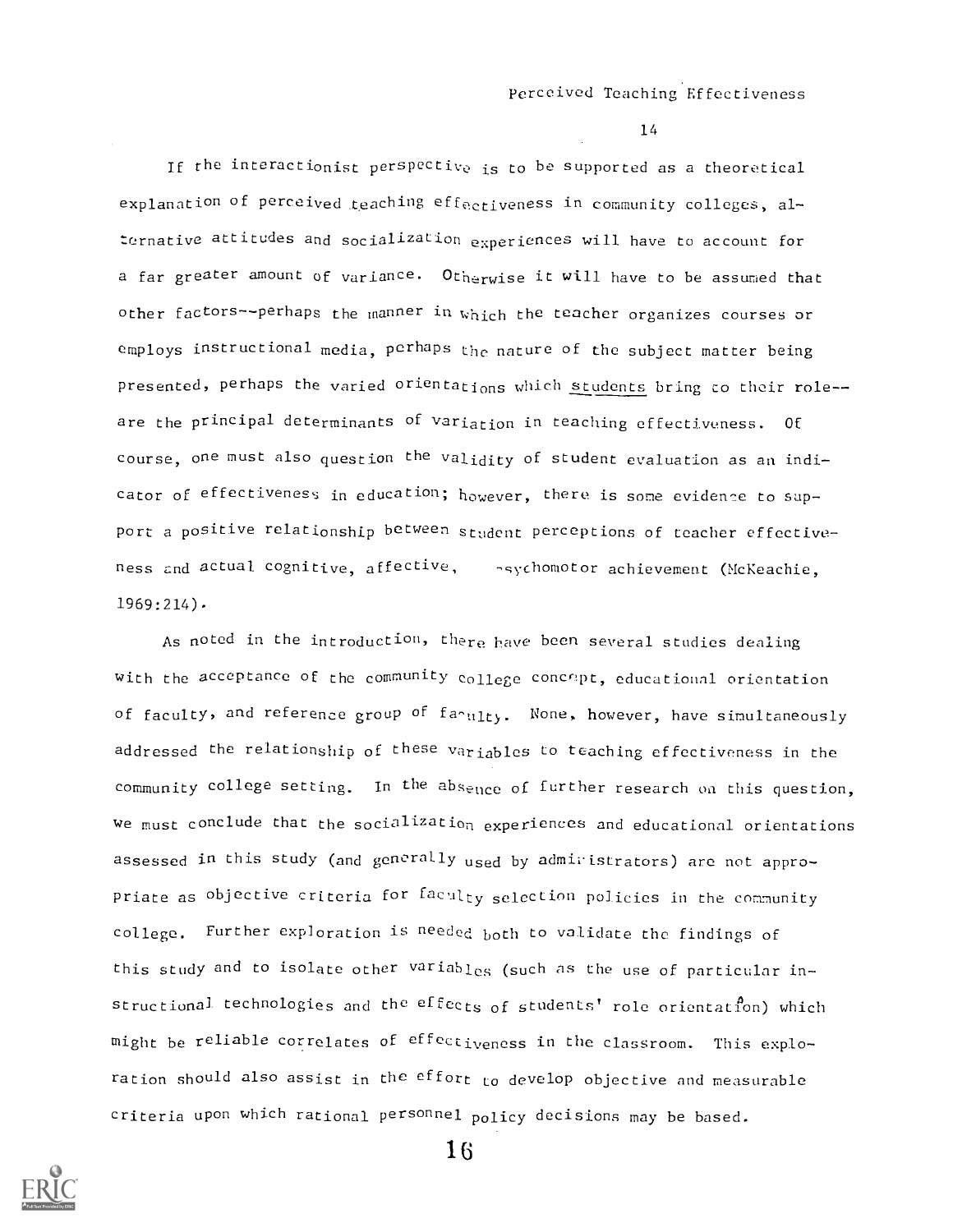If the interactionist perspective is to be supported as a theoretical explanation of perceived teaching effectiveness in community colleges, alternative attitudes and socialization experiences will have to account for a far greater amount of variance. Otherwise it will have to be assumed that other factors--perhaps the manner in which the teacher organizes courses or employs instructional media, perhaps the nature of the subject matter being presented, perhaps the varied orientations which students bring to their role--are the principal determinants of variation in teaching effectiveness. Of course, one must also question the validity of student evaluation as an indicator of effectiveness in education; however, there is some evidence to support a positive relationship between student perceptions of teacher effectiveness and actual cognitive, affective, psychomotor achievement (McKeachie, 1969:214).

As noted in the introduction, there have been several studies dealing with the acceptance of the community college concept, educational orientation of faculty, and reference group of faculty. None, however, have simultaneously addressed the relationship of these variables to teaching effectiveness in the community college setting. In the absence of further research on this question, we must conclude that the socialization experiences and educational orientations assessed in this study (and generally used by administrators) are not appropriate as objective criteria for faculty selection policies in the community college. Further exploration is needed both to validate the findings of this study and to isolate other variables (such as the use of particular instructional technologies and the effects of students' role orientation) which might be reliable correlates of effectiveness in the classroom. This exploration should also assist in the effort to develop objective and measurable criteria upon which rational personnel policy decisions may be based.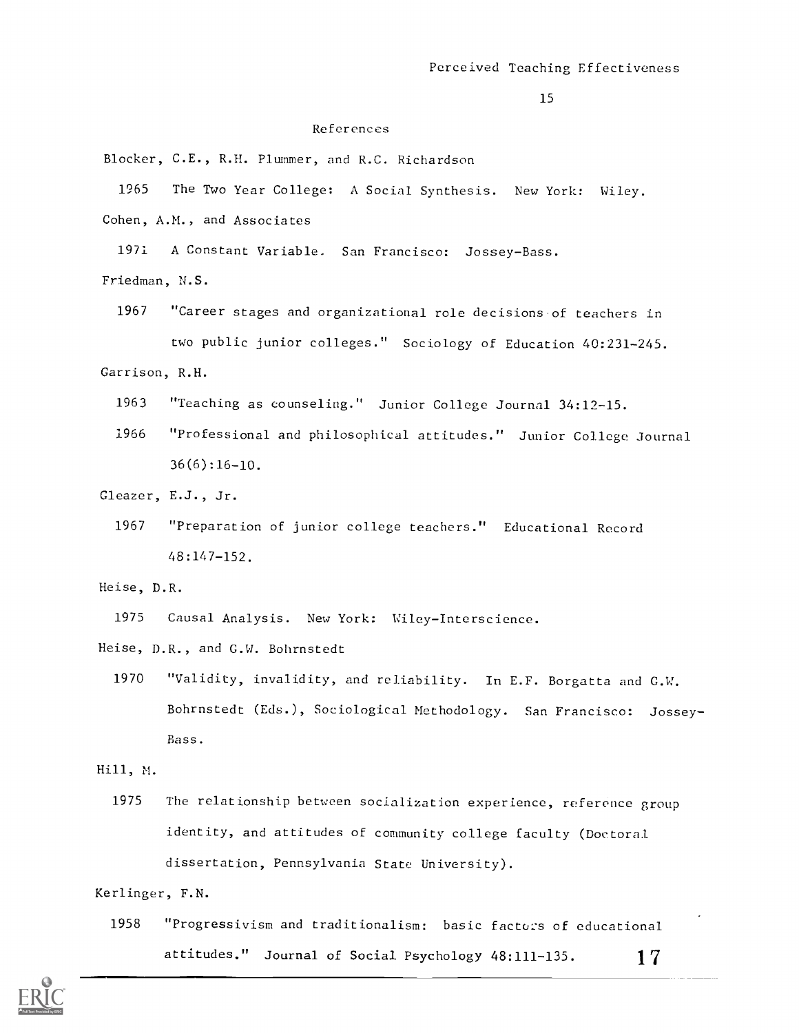## References

Blocker, C.E., R.H. Plummer, and R.C. Richardson

1965 The Two Year College: A Social Synthesis. New York: Wiley.

Cohen, A.M., and Associates

1971 A Constant Variable. San Francisco: Jossey-Bass.

Friedman, N.S.

1967 "Career stages and organizational role decisions of teachers in two public junior colleges." Sociology of Education 40:231-245.

Garrison, R.H.

1963 "Teaching as counseling." Junior College Journal 34:12-15.

1966 "Professional and philosophical attitudes." Junior College Journal 36(6):16-10.

Gleazer, E.J., Jr.

1967 "Preparation of junior college teachers." Educational Record 48:147-152.

Heise, D.R.

1975 Causal Analysis. New York: Wiley-Interscience.

Heise, D.R., and G.W. Bohrnstedt

1970 "Validity, invalidity, and reliability. In E.F. Borgatta and G.W. Bohrnstedt (Eds.), Sociological Methodology. San Francisco: Jossey-Bass.

Hill, M.

1975 The relationship between socialization experience, reference group identity, and attitudes of community college faculty (Doctoral dissertation, Pennsylvania State University).

Kerlinger, F.N.

1958 "Progressivism and traditionalism: basic factors of educational attitudes." Journal of Social Psychology 48:111-135.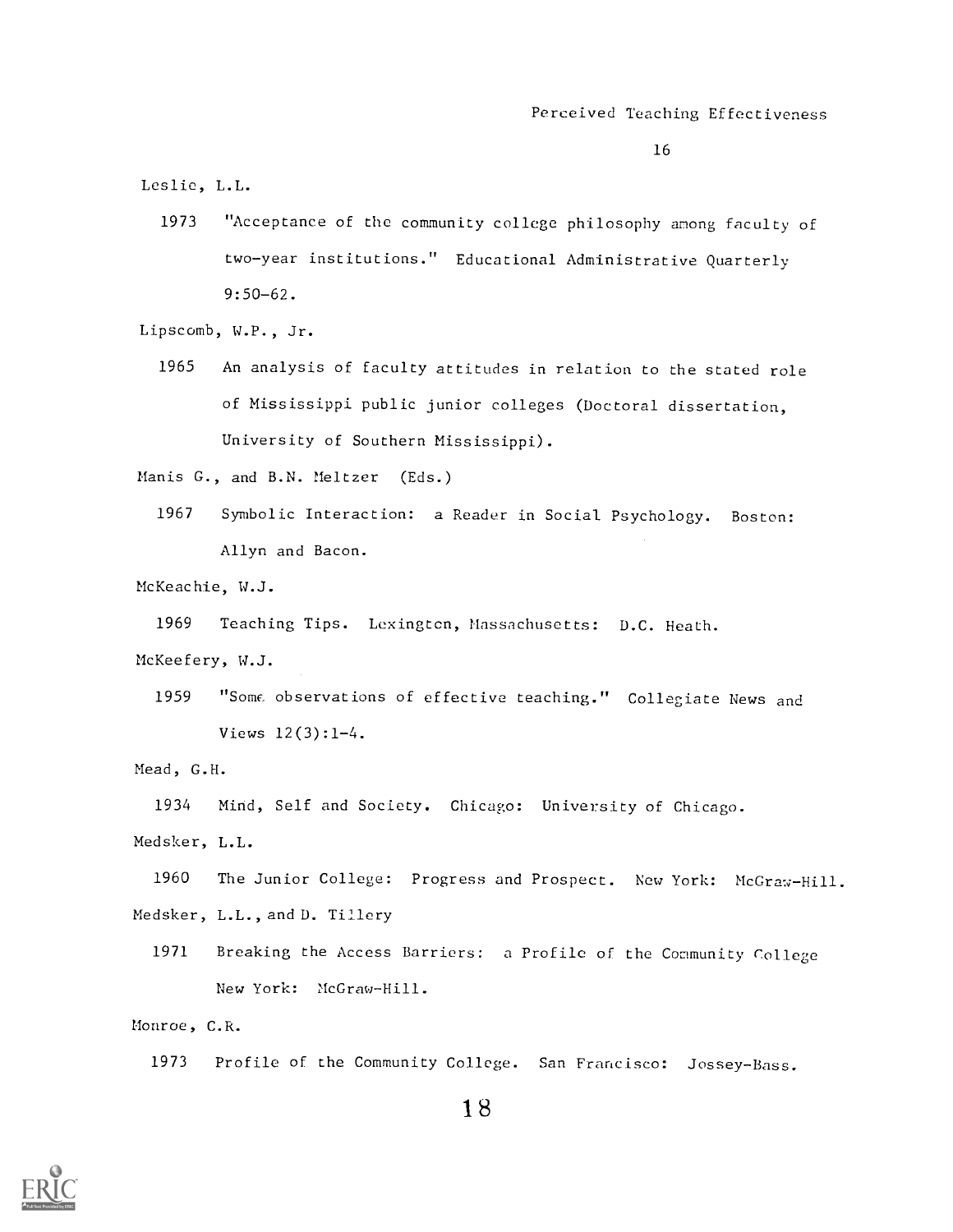Leslie, L.L.

1973 "Acceptance of the community college philosophy among faculty of two-year institutions." Educational Administrative Quarterly 9:50-62.

Lipscomb, W.P., Jr.

1965 An analysis of faculty attitudes in relation to the stated role of Mississippi public junior colleges (Doctoral dissertation, University of Southern Mississippi).

Manis G., and B.N. Meltzer (Eds.)

1967 Symbolic Interaction: a Reader in Social Psychology. Boston: Allyn and Bacon.

McKeachie, W.J.

1969 Teaching Tips. Lexington, Massachusetts: D.C. Heath.

McKeefery, W.J.

1959 "Some observations of effective teaching." Collegiate News and Views 12(3):1-4.

Mead, G.H.

1934 Mind, Self and Society. Chicago: University of Chicago.

Medsker, L.L.

1960 The Junior College: Progress and Prospect. New York: McGraw-Hill.

Medsker, L.L., and D. Tillery

1971 Breaking the Access Barriers: a Profile of the Community College New York: McGraw-Hill.

Monroe, C.R.

1973 Profile of the Community College. San Francisco: Jossey-Bass.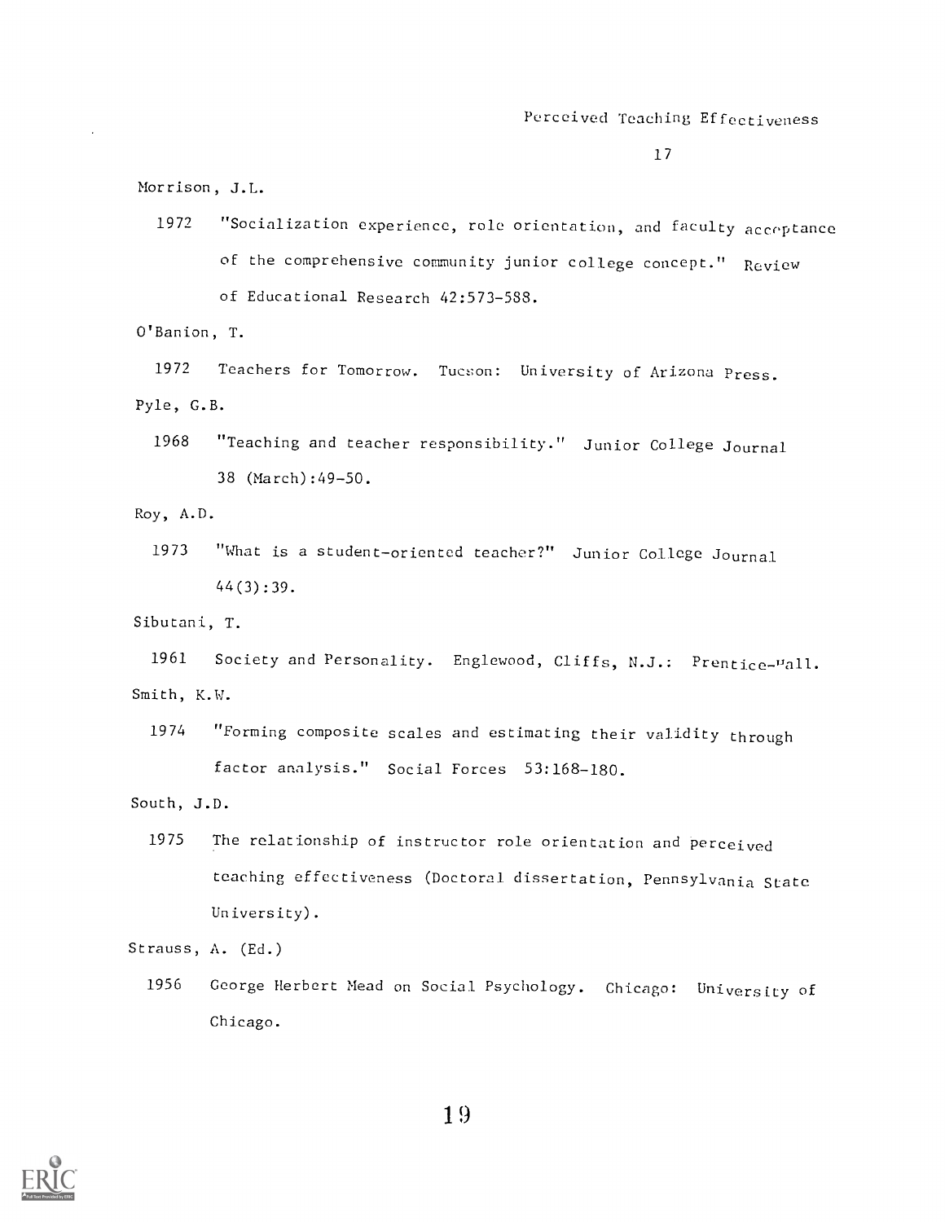Morrison, J.L.

1972 "Socialization experience, role orientation, and faculty acceptance of the comprehensive community junior college concept." Review of Educational Research 42:573-588.

O'Banion, T.

1972 Teachers for Tomorrow. Tucson: University of Arizona Press.

Pyle, G.B.

1968 "Teaching and teacher responsibility." Junior College Journal 38 (March):49-50.

Roy, A.D.

1973 "What is a student-oriented teacher?" Junior College Journal 44(3):39.

Sibutani, T.

1961 Society and Personality. Englewood, Cliffs, N.J.: Prentice-Hall.

Smith, K.W.

1974 "Forming composite scales and estimating their validity through factor analysis." Social Forces 53:168-180.

South, J.D.

1975 The relationship of instructor role orientation and perceived teaching effectiveness (Doctoral dissertation, Pennsylvania State University).

Strauss, A. (Ed.)

1956 George Herbert Mead on Social Psychology. Chicago: University of Chicago.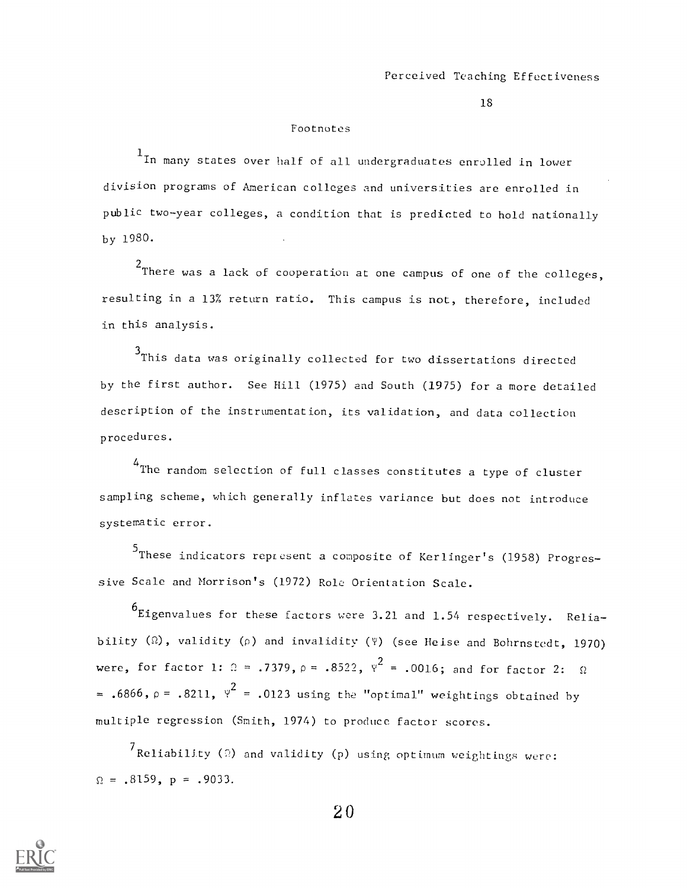## Footnotes

[1]In many states over half of all undergraduates enrolled in lower division programs of American colleges and universities are enrolled in public two-year colleges, a condition that is predicted to hold nationally by 1980.

[2]There was a lack of cooperation at one campus of one of the colleges, resulting in a 13% return ratio. This campus is not, therefore, included in this analysis.

[3]This data was originally collected for two dissertations directed by the first author. See Hill (1975) and South (1975) for a more detailed description of the instrumentation, its validation, and data collection procedures.

[4]The random selection of full classes constitutes a type of cluster sampling scheme, which generally inflates variance but does not introduce systematic error.

[5]These indicators represent a composite of Kerlinger's (1958) Progressive Scale and Morrison's (1972) Role Orientation Scale.

[6]Eigenvalues for these factors were 3.21 and 1.54 respectively. Reliability ($\Omega$), validity ($\rho$) and invalidity ($\Psi$) (see Heise and Bohrnstedt, 1970) were, for factor 1: $\Omega = .7379$, $\rho = .8522$, $\Psi^2 = .0016$; and for factor 2: $\Omega = .6866$, $\rho = .8211$, $\Psi^2 = .0123$ using the "optimal" weightings obtained by multiple regression (Smith, 1974) to produce factor scores.

[7]Reliability ($\Omega$) and validity (p) using optimum weightings were: $\Omega = .8159$, $p = .9033$.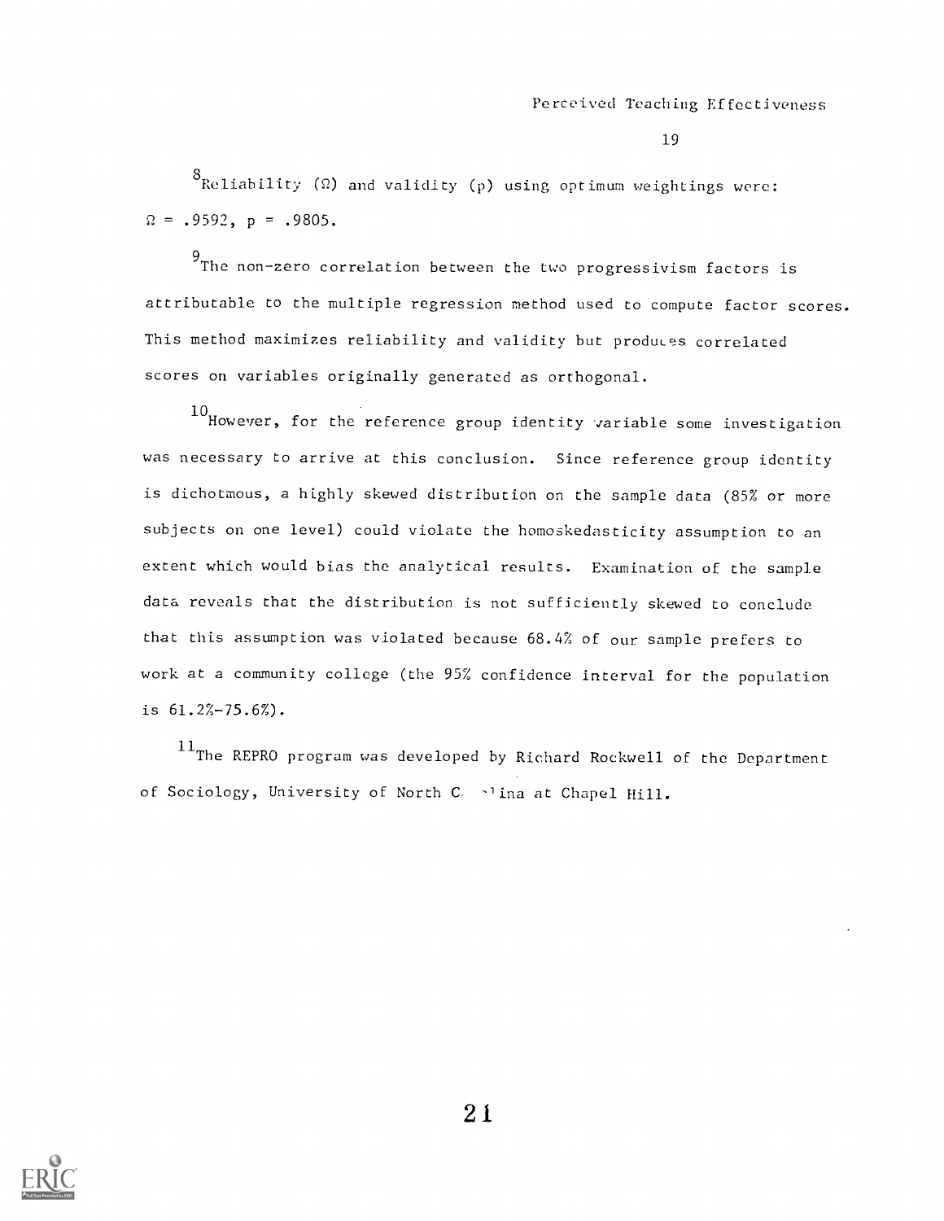[8]Reliability ($\Omega$) and validity ($\rho$) using optimum weightings were: $\Omega = .9592$, $\rho = .9805$.

[9]The non-zero correlation between the two progressivism factors is attributable to the multiple regression method used to compute factor scores. This method maximizes reliability and validity but produces correlated scores on variables originally generated as orthogonal.

[10]However, for the reference group identity variable some investigation was necessary to arrive at this conclusion. Since reference group identity is dichotmous, a highly skewed distribution on the sample data (85% or more subjects on one level) could violate the homoskedasticity assumption to an extent which would bias the analytical results. Examination of the sample data reveals that the distribution is not sufficiently skewed to conclude that this assumption was violated because 68.4% of our sample prefers to work at a community college (the 95% confidence interval for the population is 61.2%-75.6%).

[11]The REPRO program was developed by Richard Rockwell of the Department of Sociology, University of North Carolina at Chapel Hill.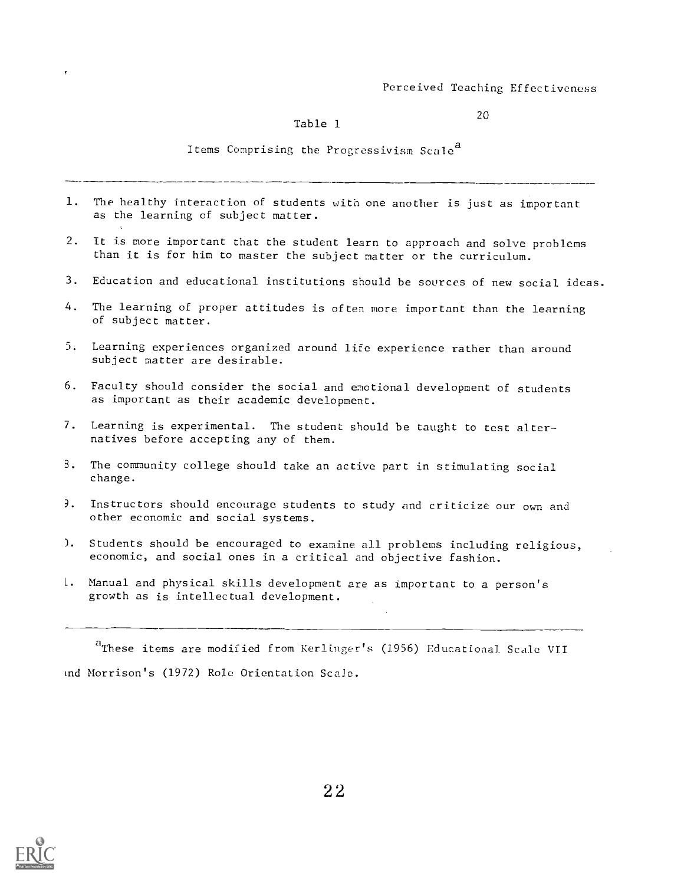Table 1

Items Comprising the Progressivism Scale[a]

1. The healthy interaction of students with one another is just as important as the learning of subject matter.
2. It is more important that the student learn to approach and solve problems than it is for him to master the subject matter or the curriculum.
3. Education and educational institutions should be sources of new social ideas.
4. The learning of proper attitudes is often more important than the learning of subject matter.
5. Learning experiences organized around life experience rather than around subject matter are desirable.
6. Faculty should consider the social and emotional development of students as important as their academic development.
7. Learning is experimental. The student should be taught to test alternatives before accepting any of them.
8. The community college should take an active part in stimulating social change.
9. Instructors should encourage students to study and criticize our own and other economic and social systems.
10. Students should be encouraged to examine all problems including religious, economic, and social ones in a critical and objective fashion.
11. Manual and physical skills development are as important to a person's growth as is intellectual development.

[a]These items are modified from Kerlinger's (1956) Educational Scale VII and Morrison's (1972) Role Orientation Scale.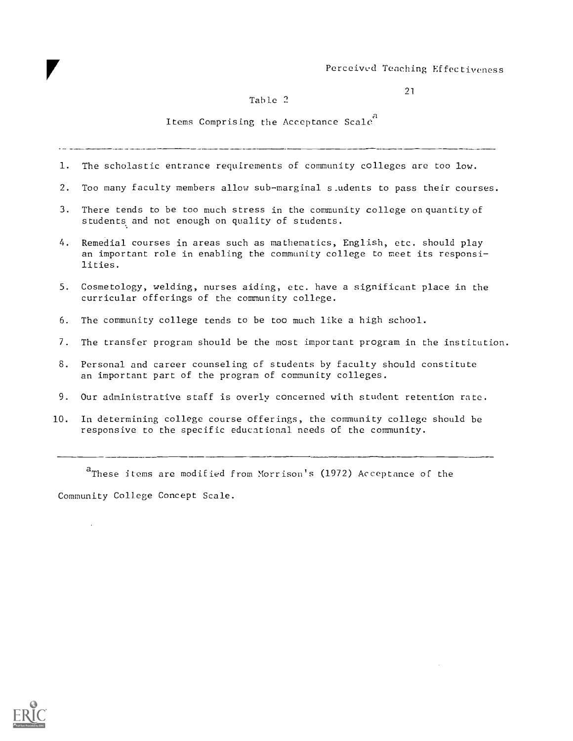Table 2

Items Comprising the Acceptance Scale[a]

1. The scholastic entrance requirements of community colleges are too low.
2. Too many faculty members allow sub-marginal students to pass their courses.
3. There tends to be too much stress in the community college on quantity of students and not enough on quality of students.
4. Remedial courses in areas such as mathematics, English, etc. should play an important role in enabling the community college to meet its responsilities.
5. Cosmetology, welding, nurses aiding, etc. have a significant place in the curricular offerings of the community college.
6. The community college tends to be too much like a high school.
7. The transfer program should be the most important program in the institution.
8. Personal and career counseling of students by faculty should constitute an important part of the program of community colleges.
9. Our administrative staff is overly concerned with student retention rate.
10. In determining college course offerings, the community college should be responsive to the specific educational needs of the community.

[a]These items are modified from Morrison's (1972) Acceptance of the Community College Concept Scale.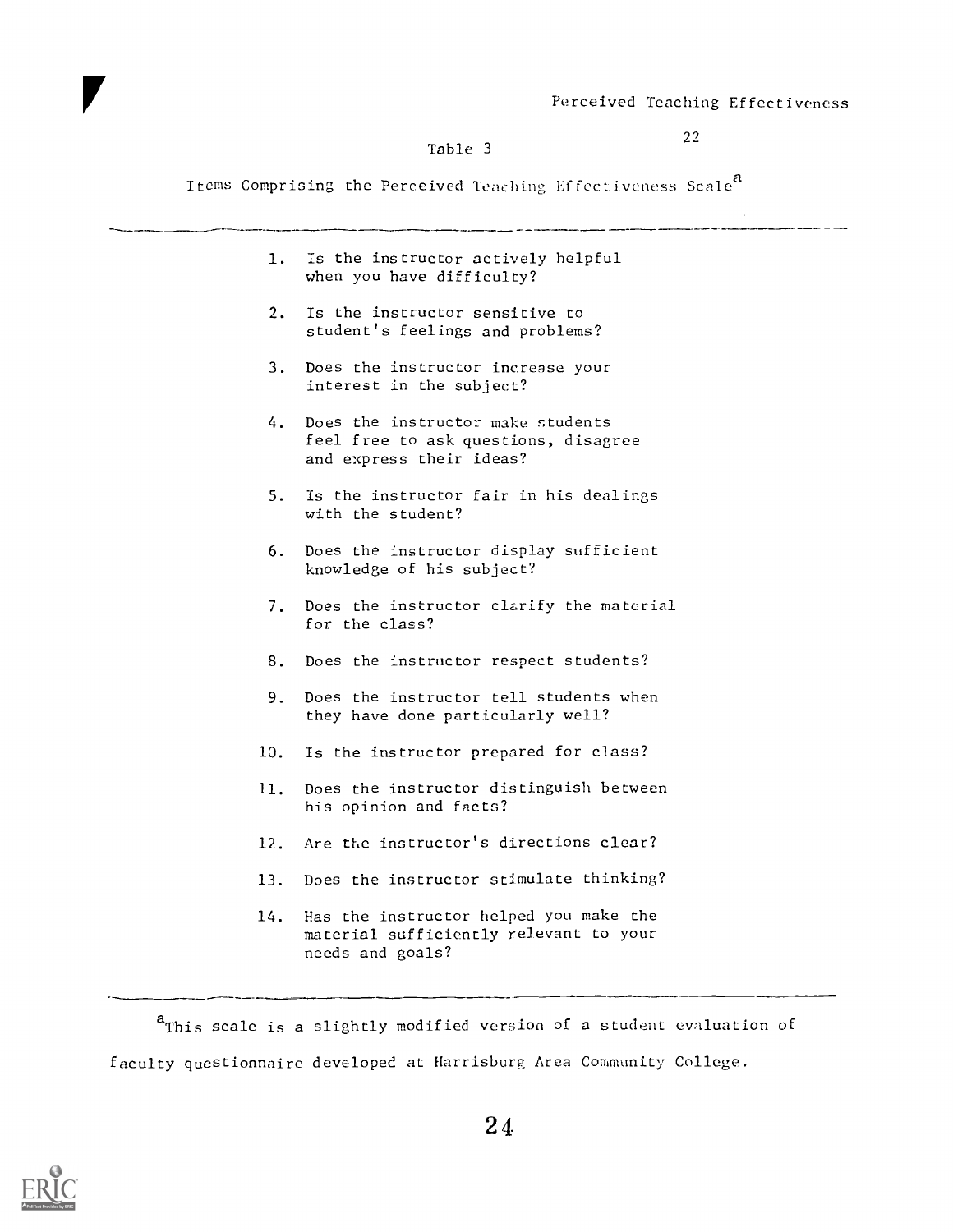Table 3

Items Comprising the Perceived Teaching Effectiveness Scale[a]

1. Is the instructor actively helpful when you have difficulty?
2. Is the instructor sensitive to student's feelings and problems?
3. Does the instructor increase your interest in the subject?
4. Does the instructor make students feel free to ask questions, disagree and express their ideas?
5. Is the instructor fair in his dealings with the student?
6. Does the instructor display sufficient knowledge of his subject?
7. Does the instructor clarify the material for the class?
8. Does the instructor respect students?
9. Does the instructor tell students when they have done particularly well?
10. Is the instructor prepared for class?
11. Does the instructor distinguish between his opinion and facts?
12. Are the instructor's directions clear?
13. Does the instructor stimulate thinking?
14. Has the instructor helped you make the material sufficiently relevant to your needs and goals?

[a]This scale is a slightly modified version of a student evaluation of faculty questionnaire developed at Harrisburg Area Community College.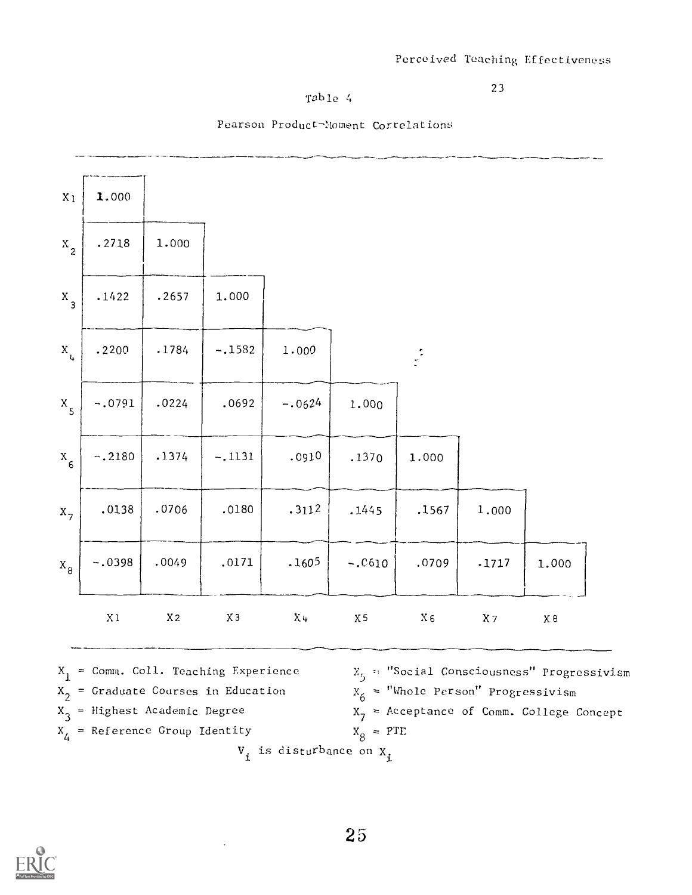Table 4

Pearson Product-Moment Correlations

| | $X_1$ | $X_2$ | $X_3$ | $X_4$ | $X_5$ | $X_6$ | $X_7$ | $X_8$ |
|---|---|---|---|---|---|---|---|---|
| $X_1$ | 1.000 | | | | | | | |
| $X_2$ | .2718 | 1.000 | | | | | | |
| $X_3$ | .1422 | .2657 | 1.000 | | | | | |
| $X_4$ | .2200 | .1784 | -.1582 | 1.000 | | | | |
| $X_5$ | -.0791 | .0224 | .0692 | -.0624 | 1.000 | | | |
| $X_6$ | -.2180 | .1374 | -.1131 | .0910 | .1370 | 1.000 | | |
| $X_7$ | .0138 | .0706 | .0180 | .3112 | .1445 | .1567 | 1.000 | |
| $X_8$ | -.0398 | .0049 | .0171 | .1605 | -.0610 | .0709 | .1717 | 1.000 |

$X_1$ = Comm. Coll. Teaching Experience

$X_2$ = Graduate Courses in Education

$X_3$ = Highest Academic Degree

$X_4$ = Reference Group Identity

$X_5$ = "Social Consciousness" Progressivism

$X_6$ = "Whole Person" Progressivism

$X_7$ = Acceptance of Comm. College Concept

$X_8$ = PTE

$V_i$ is disturbance on $X_i$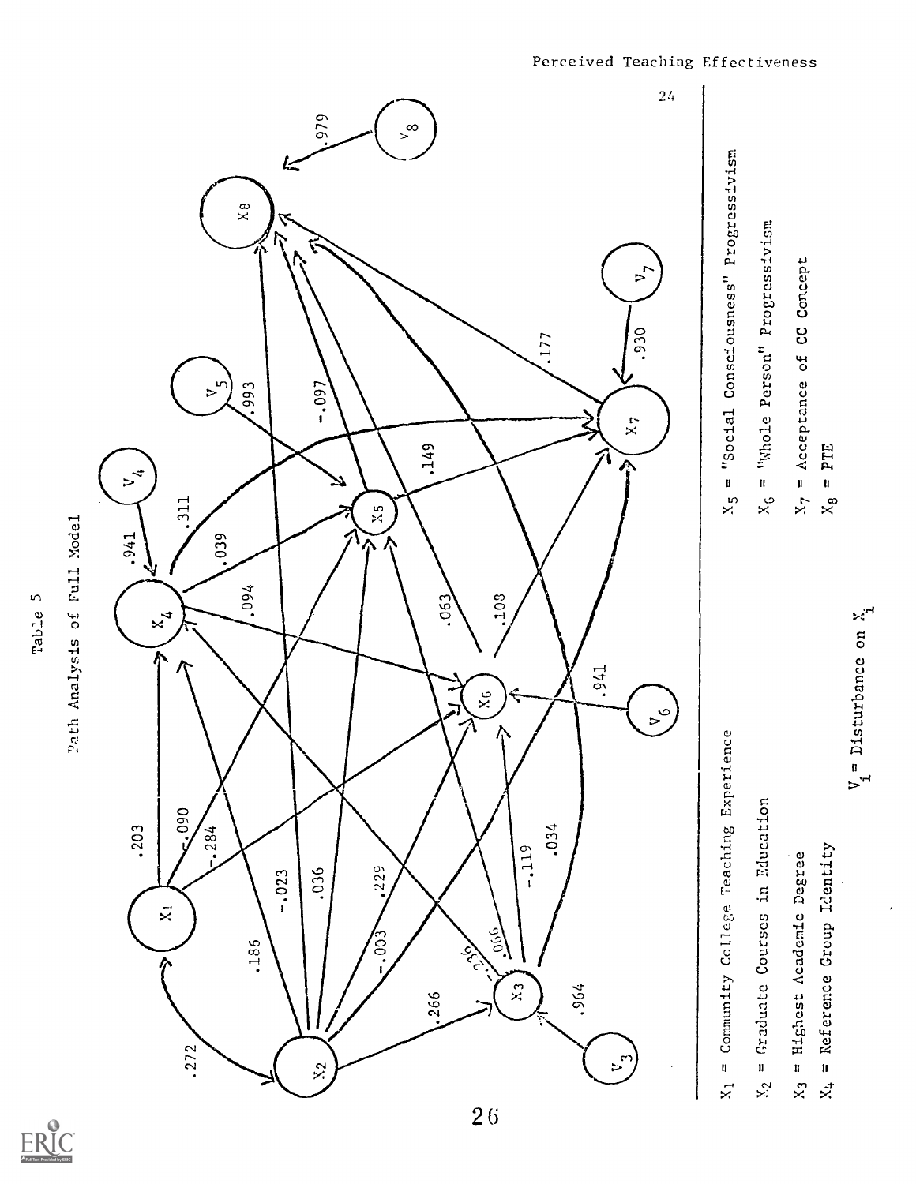Table 5

Path Analysis of Full Model

$X_1$ = Community College Teaching Experience

$X_2$ = Graduate Courses in Education

$X_3$ = Highest Academic Degree

$X_4$ = Reference Group Identity

$X_5$ = "Social Consciousness" Progressivism

$X_6$ = "Whole Person" Progressivism

$X_7$ = Acceptance of CC Concept

$X_8$ = PTE

$V_i$ = Disturbance on $X_i$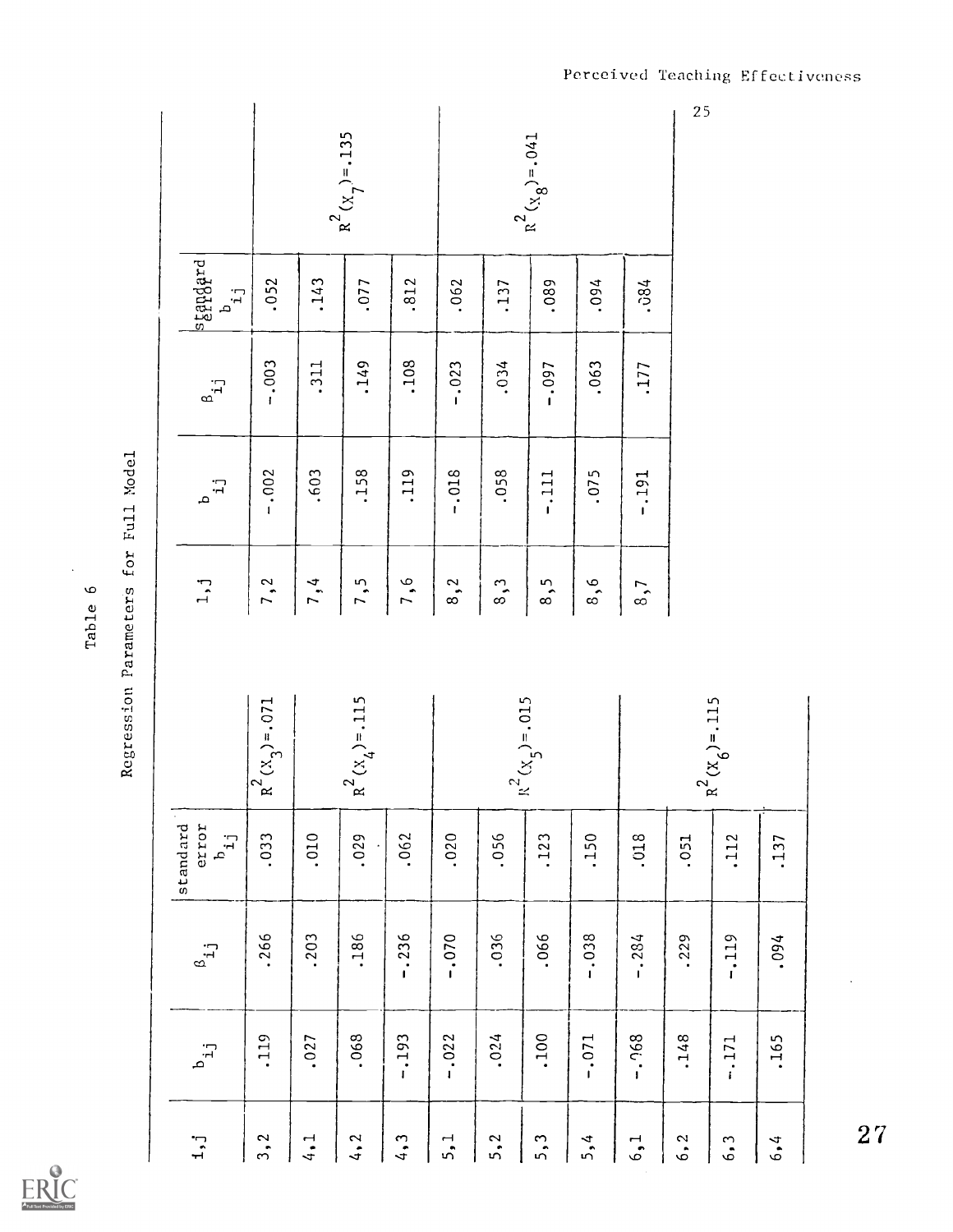Table 6

Regression Parameters for Full Model

| i,j | $b_{ij}$ | $\beta_{ij}$ | standard error $b_{ij}$ | |
|---|---|---|---|---|
| 3,2 | .119 | .266 | .033 | $R^2(X_3)=.071$ |
| 4,1 | .027 | .203 | .010 | |
| 4,2 | .068 | .186 | .029 | $R^2(X_4)=.115$ |
| 4,3 | -.193 | -.236 | .062 | |
| 5,1 | -.022 | -.070 | .020 | |
| 5,2 | .024 | .036 | .056 | $R^2(X_5)=.015$ |
| 5,3 | .100 | .066 | .123 | |
| 5,4 | -.071 | -.038 | .150 | |
| 6,1 | -.068 | -.284 | .018 | |
| 6,2 | .148 | .229 | .051 | $R^2(X_6)=.115$ |
| 6,3 | -.171 | -.119 | .112 | |
| 6,4 | .165 | .094 | .137 | |

| i,j | $b_{ij}$ | $\beta_{ij}$ | standard error $b_{ij}$ | |
|---|---|---|---|---|
| 7,2 | -.002 | -.003 | .052 | |
| 7,4 | .603 | .311 | .143 | |
| 7,5 | .158 | .149 | .077 | $R^2(X_7)=.135$ |
| 7,6 | .119 | .108 | .812 | |
| 8,2 | -.018 | -.023 | .062 | |
| 8,3 | .058 | .034 | .137 | |
| 8,5 | -.111 | -.097 | .089 | $R^2(X_8)=.041$ |
| 8,6 | .075 | .063 | .094 | |
| 8,7 | -.191 | .177 | .084 | |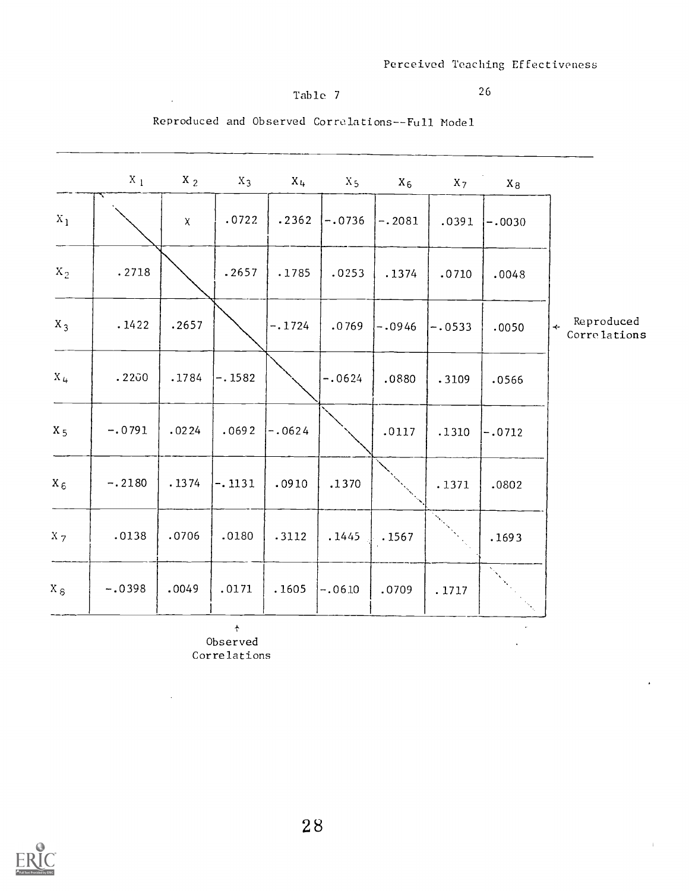Table 7

Reproduced and Observed Correlations--Full Model

| | $X_1$ | $X_2$ | $X_3$ | $X_4$ | $X_5$ | $X_6$ | $X_7$ | $X_8$ |
|---|---|---|---|---|---|---|---|---|
| $X_1$ | | X | .0722 | .2362 | -.0736 | -.2081 | .0391 | -.0030 |
| $X_2$ | .2718 | | .2657 | .1785 | .0253 | .1374 | .0710 | .0048 |
| $X_3$ | .1422 | .2657 | | -.1724 | .0769 | -.0946 | -.0533 | .0050 |
| $X_4$ | .2200 | .1784 | -.1582 | | -.0624 | .0880 | .3109 | .0566 |
| $X_5$ | -.0791 | .0224 | .0692 | -.0624 | | .0117 | .1310 | -.0712 |
| $X_6$ | -.2180 | .1374 | -.1131 | .0910 | .1370 | | .1371 | .0802 |
| $X_7$ | .0138 | .0706 | .0180 | .3112 | .1445 | .1567 | | .1693 |
| $X_8$ | -.0398 | .0049 | .0171 | .1605 | -.0610 | .0709 | .1717 | |

← Reproduced Correlations (above diagonal)

↑ Observed Correlations (below diagonal)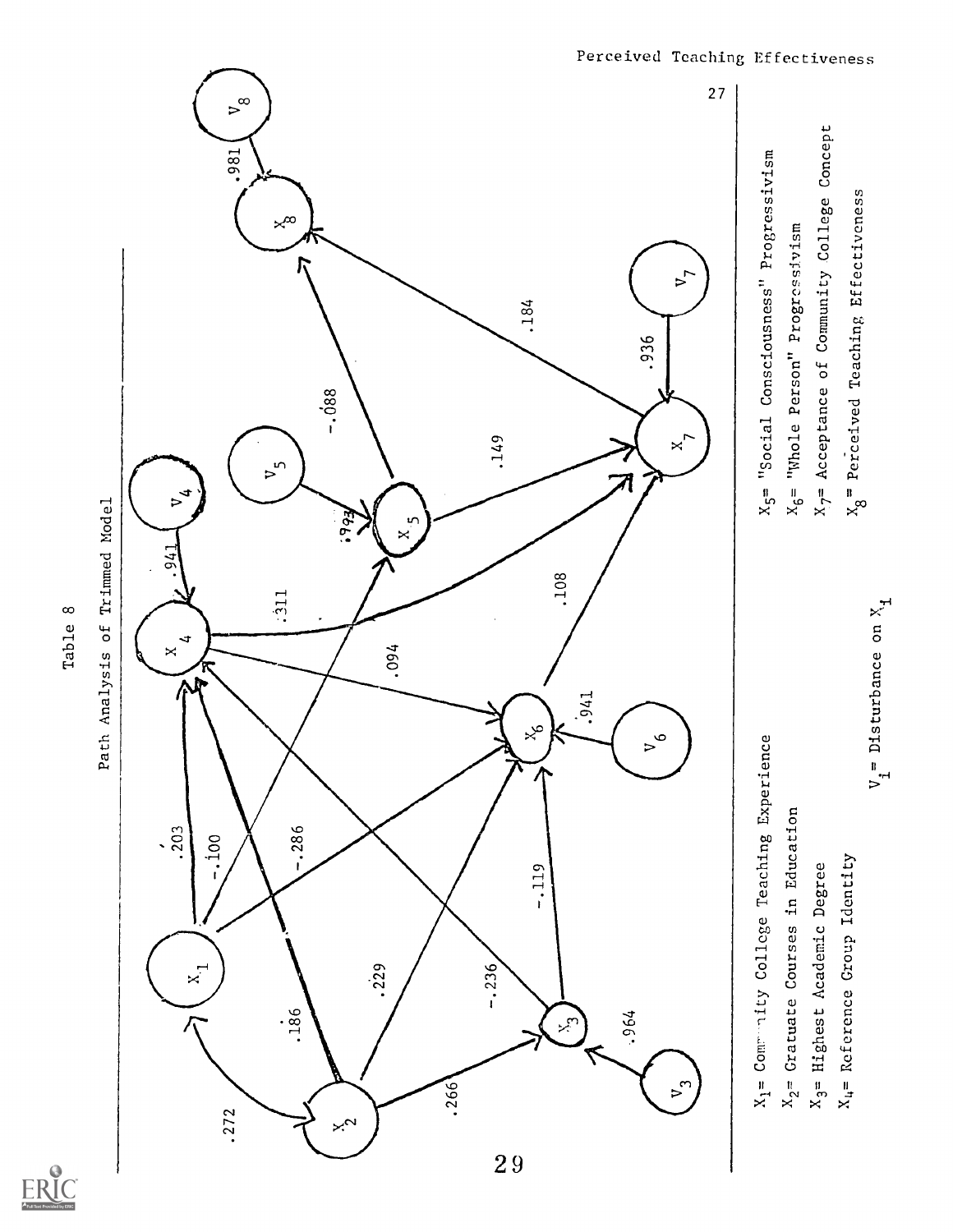Table 8

Path Analysis of Trimmed Model

$X_1$= Community College Teaching Experience

$X_2$= Gratuate Courses in Education

$X_3$= Highest Academic Degree

$X_4$= Reference Group Identity

$X_5$= "Social Consciousness" Progressivism

$X_6$= "Whole Person" Progressivism

$X_7$= Acceptance of Community College Concept

$X_8$= Perceived Teaching Effectiveness

$V_i$= Disturbance on $X_i$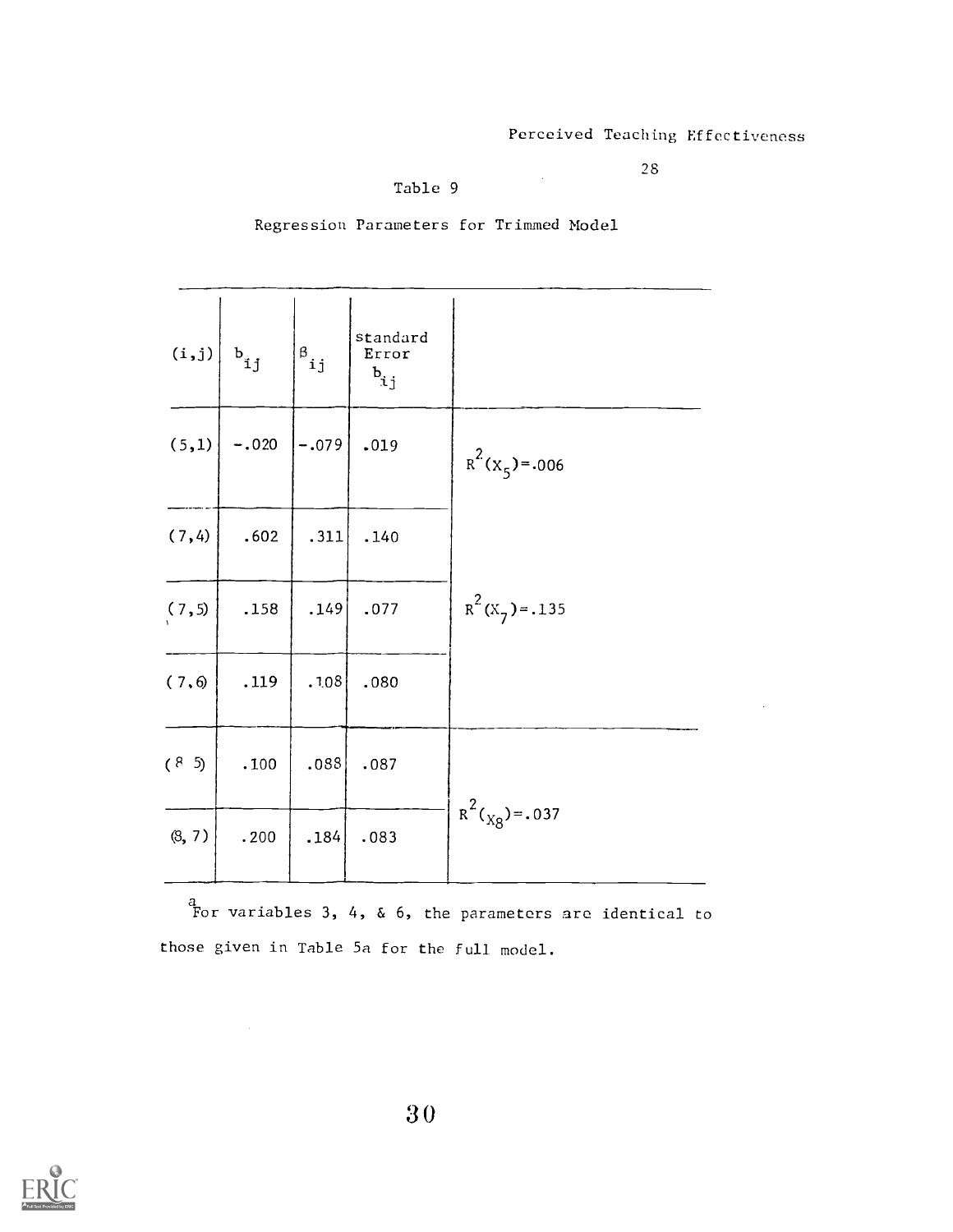Table 9

Regression Parameters for Trimmed Model

| (i,j) | $b_{ij}$ | $\beta_{ij}$ | Standard Error $b_{ij}$ | |
|---|---|---|---|---|
| (5,1) | −.020 | −.079 | .019 | $R^2(X_5)=.006$ |
| (7,4) | .602 | .311 | .140 | |
| (7,5) | .158 | .149 | .077 | $R^2(X_7)=.135$ |
| (7,6) | .119 | .108 | .080 | |
| (8,5) | .100 | .088 | .087 | |
| (8,7) | .200 | .184 | .083 | $R^2(X_8)=.037$ |

[a] For variables 3, 4, & 6, the parameters are identical to those given in Table 5a for the full model.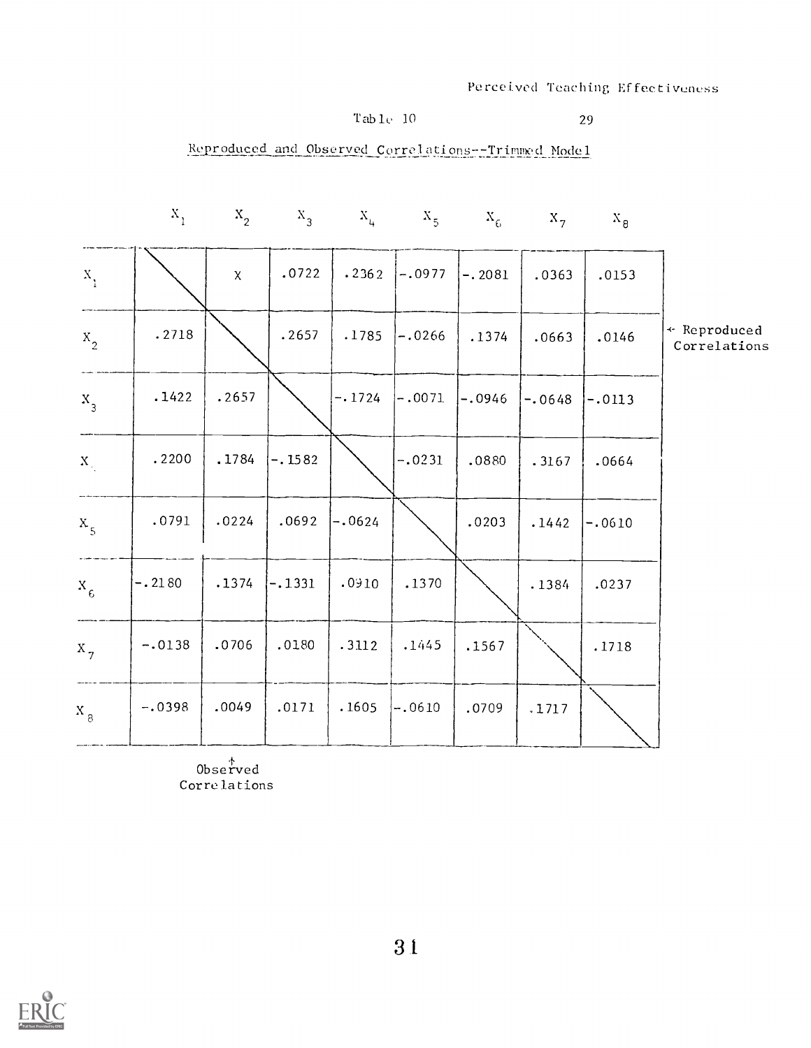Table 10

Reproduced and Observed Correlations--Trimmed Model

|  | $X_1$ | $X_2$ | $X_3$ | $X_4$ | $X_5$ | $X_6$ | $X_7$ | $X_8$ |
|---|---|---|---|---|---|---|---|---|
| $X_1$ |  | X | .0722 | .2362 | -.0977 | -.2081 | .0363 | .0153 |
| $X_2$ | .2718 |  | .2657 | .1785 | -.0266 | .1374 | .0663 | .0146 |
| $X_3$ | .1422 | .2657 |  | -.1724 | -.0071 | -.0946 | -.0648 | -.0113 |
| $X_4$ | .2200 | .1784 | -.1582 |  | -.0231 | .0880 | .3167 | .0664 |
| $X_5$ | .0791 | .0224 | .0692 | -.0624 |  | .0203 | .1442 | -.0610 |
| $X_6$ | -.2180 | .1374 | -.1331 | .0910 | .1370 |  | .1384 | .0237 |
| $X_7$ | -.0138 | .0706 | .0180 | .3112 | .1445 | .1567 |  | .1718 |
| $X_8$ | -.0398 | .0049 | .0171 | .1605 | -.0610 | .0709 | .1717 |  |

← Reproduced Correlations (above diagonal)

↑ Observed Correlations (below diagonal)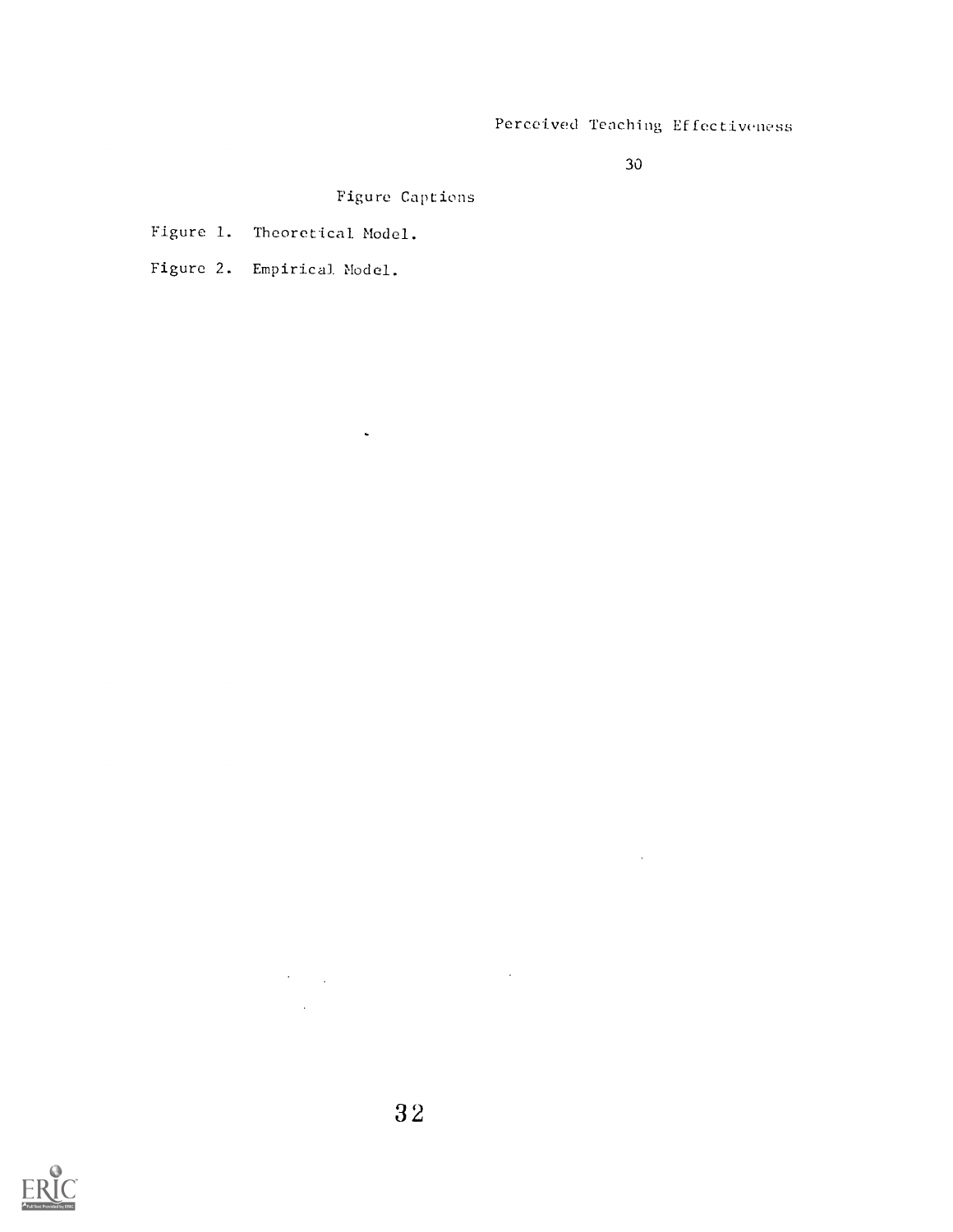# Figure Captions

Figure 1. Theoretical Model.

Figure 2. Empirical Model.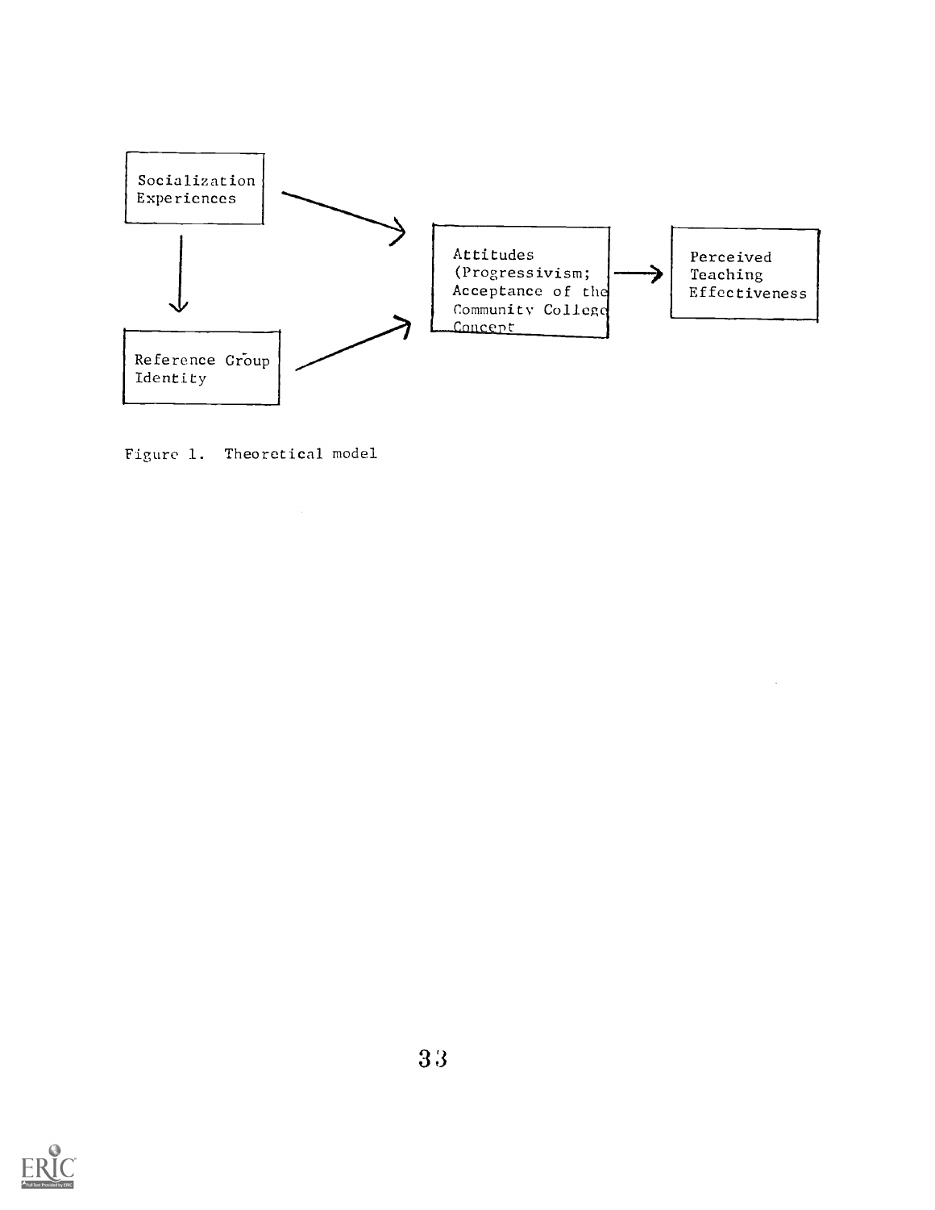Socialization Experiences

Reference Group Identity

Attitudes (Progressivism; Acceptance of the Community College Concept

Perceived Teaching Effectiveness

Figure 1. Theoretical model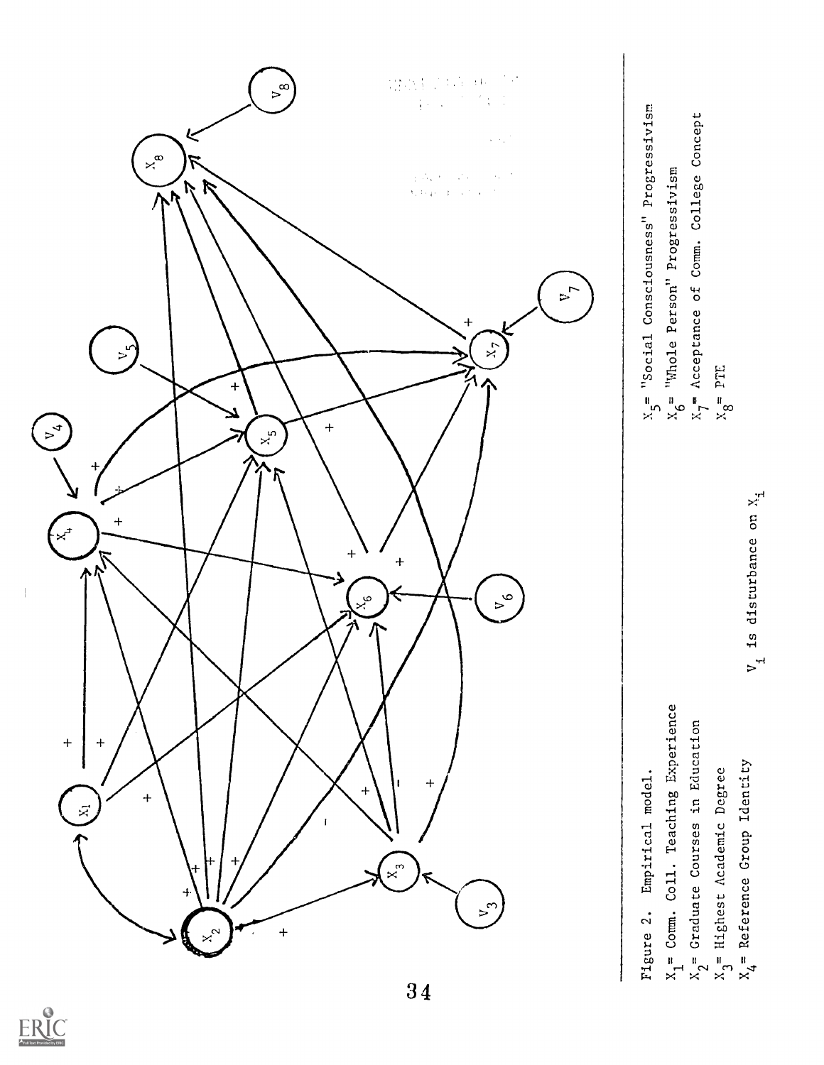$X_1$

$X_2$

$X_3$

$X_4$

$X_5$

$X_6$

$X_7$

$X_8$

$V_3$

$V_4$

$V_5$

$V_6$

$V_7$

$V_8$

+ + + + + + + + + + + + + + + + + + − −

Figure 2. Empirical model.

$X_1$ = Comm. Coll. Teaching Experience

$X_2$ = Graduate Courses in Education

$X_3$ = Highest Academic Degree

$X_4$ = Reference Group Identity

$X_5$ = "Social Consciousness" Progressivism

$X_6$ = "Whole Person" Progressivism

$X_7$ = Acceptance of Comm. College Concept

$X_8$ = PTE

$V_i$ is disturbance on $X_i$